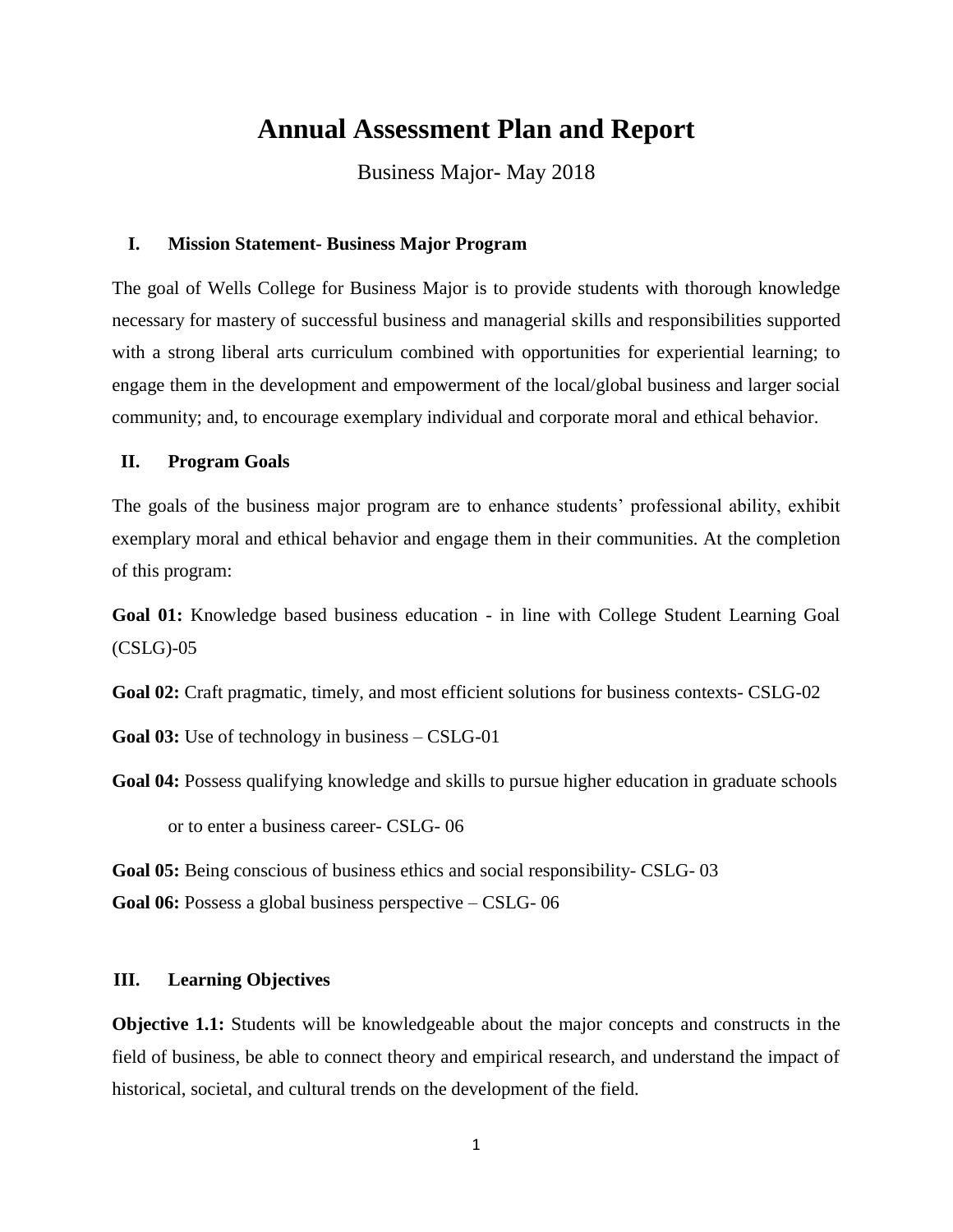# Annual Assessment Plan and Report

Business Major- May 2018

## I. Mission Statement- Business Major Program

The goal of Wells College for Business Major is to provide students with thorough knowledge necessary for mastery of successful business and managerial skills and responsibilities supported with a strong liberal arts curriculum combined with opportunities for experiential learning; to engage them in the development and empowerment of the local/global business and larger social community; and, to encourage exemplary individual and corporate moral and ethical behavior.

## II. Program Goals

The goals of the business major program are to enhance students' professional ability, exhibit exemplary moral and ethical behavior and engage them in their communities. At the completion of this program:

**Goal 01:** Knowledge based business education - in line with College Student Learning Goal (CSLG)-05

**Goal 02:** Craft pragmatic, timely, and most efficient solutions for business contexts- CSLG-02

**Goal 03:** Use of technology in business – CSLG-01

**Goal 04:** Possess qualifying knowledge and skills to pursue higher education in graduate schools or to enter a business career- CSLG- 06

**Goal 05:** Being conscious of business ethics and social responsibility- CSLG- 03

**Goal 06:** Possess a global business perspective – CSLG- 06

## III. Learning Objectives

**Objective 1.1:** Students will be knowledgeable about the major concepts and constructs in the field of business, be able to connect theory and empirical research, and understand the impact of historical, societal, and cultural trends on the development of the field.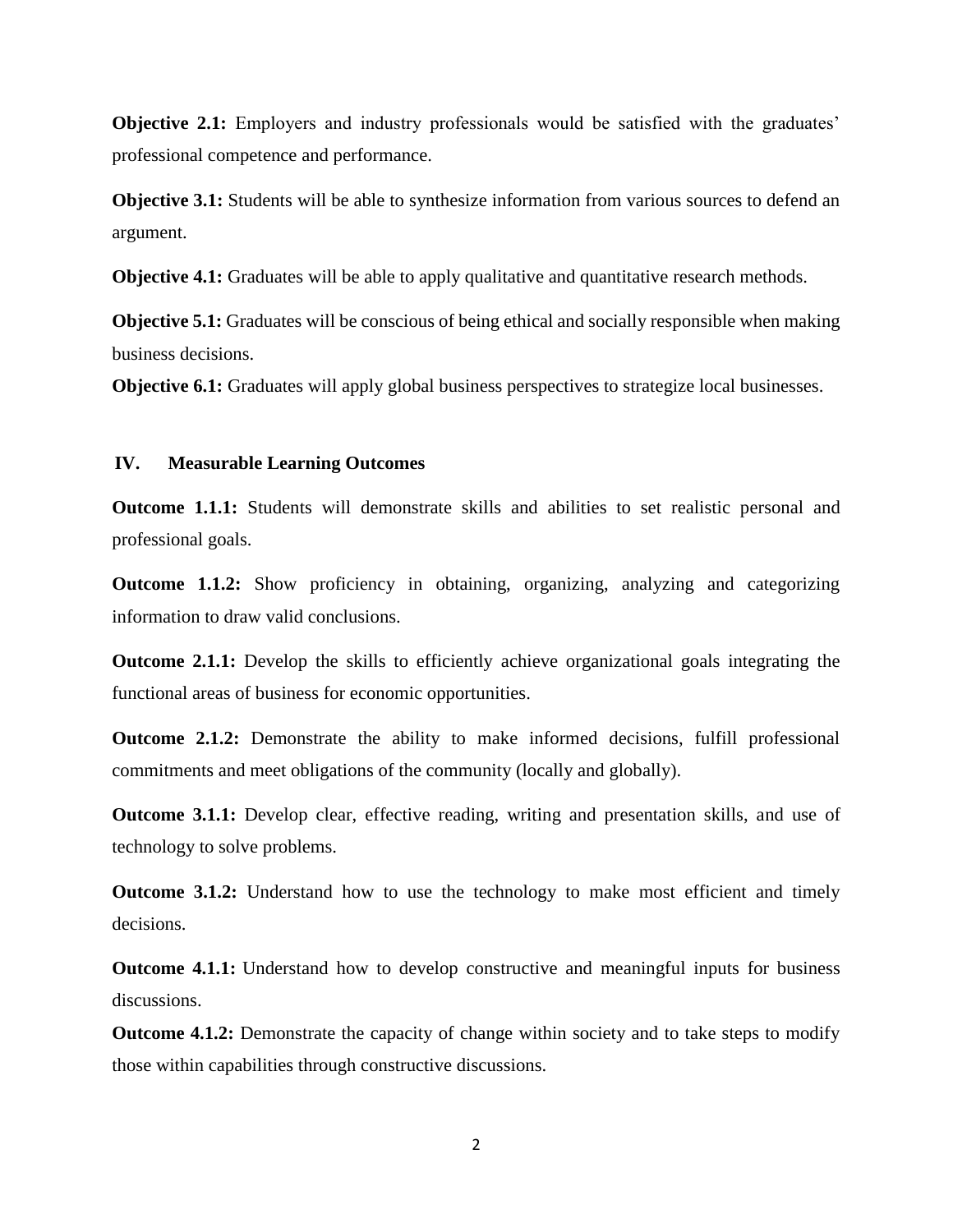**Objective 2.1:** Employers and industry professionals would be satisfied with the graduates' professional competence and performance.

**Objective 3.1:** Students will be able to synthesize information from various sources to defend an argument.

**Objective 4.1:** Graduates will be able to apply qualitative and quantitative research methods.

**Objective 5.1:** Graduates will be conscious of being ethical and socially responsible when making business decisions.

**Objective 6.1:** Graduates will apply global business perspectives to strategize local businesses.

## IV. Measurable Learning Outcomes

**Outcome 1.1.1:** Students will demonstrate skills and abilities to set realistic personal and professional goals.

**Outcome 1.1.2:** Show proficiency in obtaining, organizing, analyzing and categorizing information to draw valid conclusions.

**Outcome 2.1.1:** Develop the skills to efficiently achieve organizational goals integrating the functional areas of business for economic opportunities.

**Outcome 2.1.2:** Demonstrate the ability to make informed decisions, fulfill professional commitments and meet obligations of the community (locally and globally).

**Outcome 3.1.1:** Develop clear, effective reading, writing and presentation skills, and use of technology to solve problems.

**Outcome 3.1.2:** Understand how to use the technology to make most efficient and timely decisions.

**Outcome 4.1.1:** Understand how to develop constructive and meaningful inputs for business discussions.

**Outcome 4.1.2:** Demonstrate the capacity of change within society and to take steps to modify those within capabilities through constructive discussions.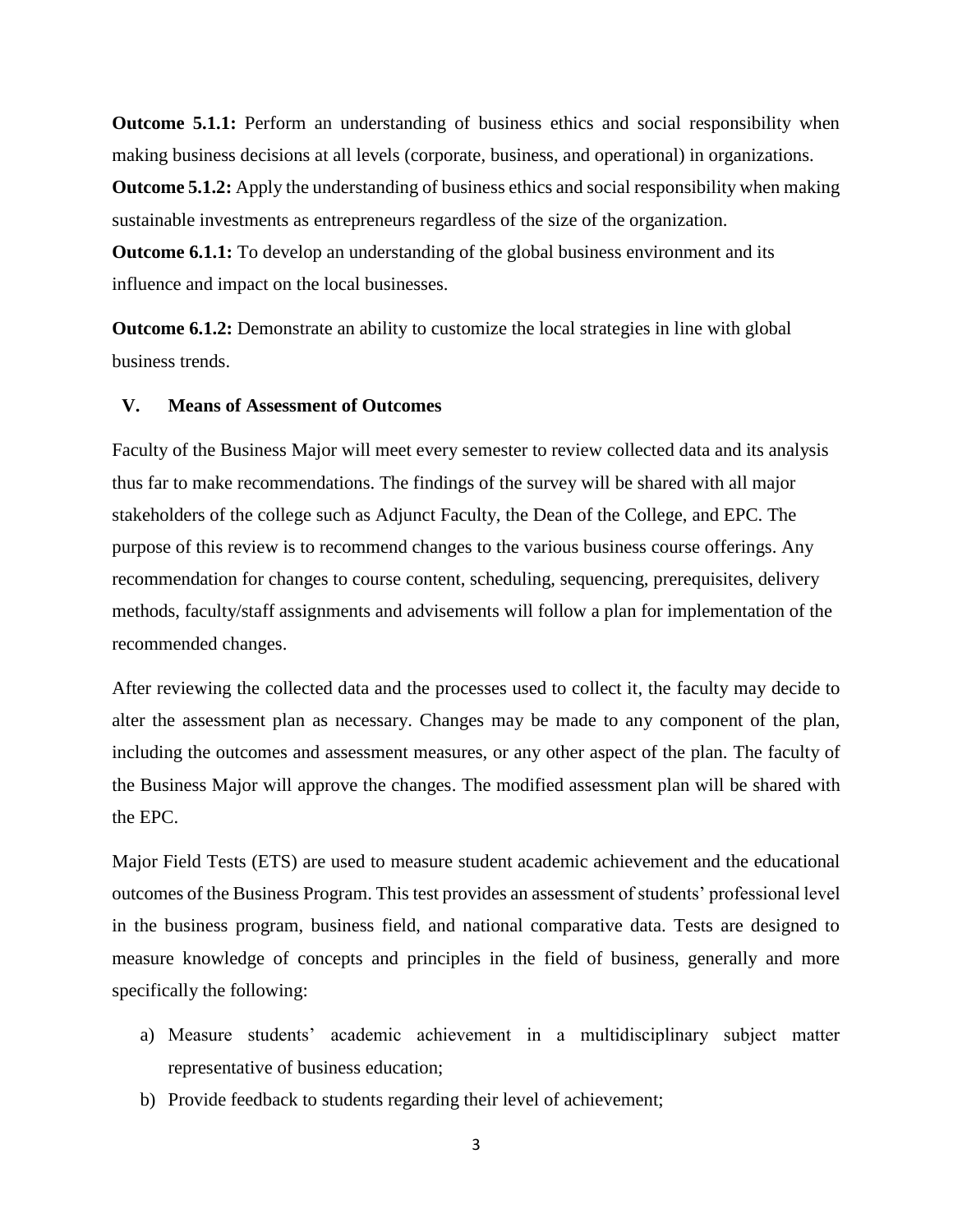**Outcome 5.1.1:** Perform an understanding of business ethics and social responsibility when making business decisions at all levels (corporate, business, and operational) in organizations.

**Outcome 5.1.2:** Apply the understanding of business ethics and social responsibility when making sustainable investments as entrepreneurs regardless of the size of the organization.

**Outcome 6.1.1:** To develop an understanding of the global business environment and its influence and impact on the local businesses.

**Outcome 6.1.2:** Demonstrate an ability to customize the local strategies in line with global business trends.

## V. Means of Assessment of Outcomes

Faculty of the Business Major will meet every semester to review collected data and its analysis thus far to make recommendations. The findings of the survey will be shared with all major stakeholders of the college such as Adjunct Faculty, the Dean of the College, and EPC. The purpose of this review is to recommend changes to the various business course offerings. Any recommendation for changes to course content, scheduling, sequencing, prerequisites, delivery methods, faculty/staff assignments and advisements will follow a plan for implementation of the recommended changes.

After reviewing the collected data and the processes used to collect it, the faculty may decide to alter the assessment plan as necessary. Changes may be made to any component of the plan, including the outcomes and assessment measures, or any other aspect of the plan. The faculty of the Business Major will approve the changes. The modified assessment plan will be shared with the EPC.

Major Field Tests (ETS) are used to measure student academic achievement and the educational outcomes of the Business Program. This test provides an assessment of students' professional level in the business program, business field, and national comparative data. Tests are designed to measure knowledge of concepts and principles in the field of business, generally and more specifically the following:

a) Measure students' academic achievement in a multidisciplinary subject matter representative of business education;
b) Provide feedback to students regarding their level of achievement;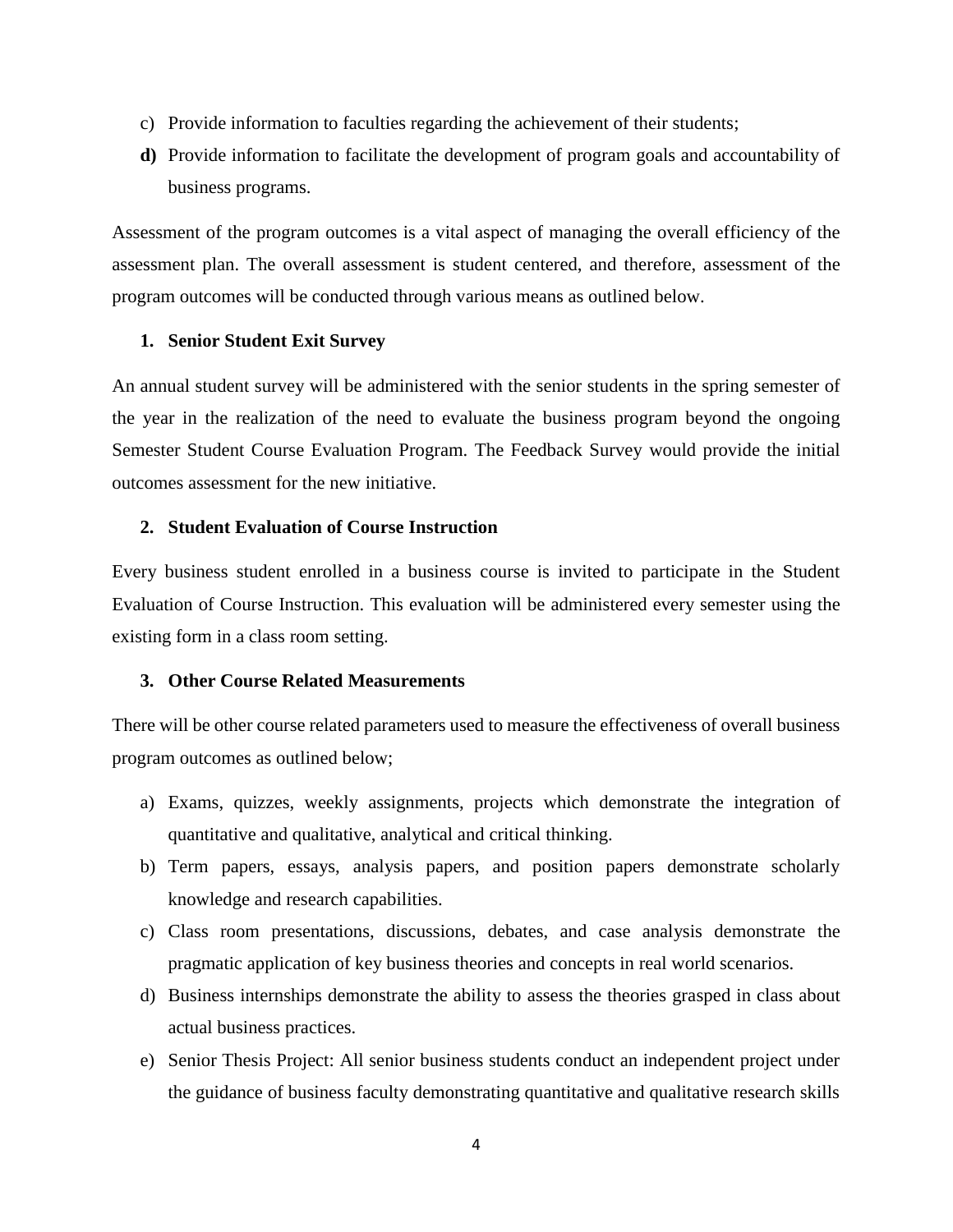c) Provide information to faculties regarding the achievement of their students;

**d)** Provide information to facilitate the development of program goals and accountability of business programs.

Assessment of the program outcomes is a vital aspect of managing the overall efficiency of the assessment plan. The overall assessment is student centered, and therefore, assessment of the program outcomes will be conducted through various means as outlined below.

**1. Senior Student Exit Survey**

An annual student survey will be administered with the senior students in the spring semester of the year in the realization of the need to evaluate the business program beyond the ongoing Semester Student Course Evaluation Program. The Feedback Survey would provide the initial outcomes assessment for the new initiative.

**2. Student Evaluation of Course Instruction**

Every business student enrolled in a business course is invited to participate in the Student Evaluation of Course Instruction. This evaluation will be administered every semester using the existing form in a class room setting.

**3. Other Course Related Measurements**

There will be other course related parameters used to measure the effectiveness of overall business program outcomes as outlined below;

a) Exams, quizzes, weekly assignments, projects which demonstrate the integration of quantitative and qualitative, analytical and critical thinking.

b) Term papers, essays, analysis papers, and position papers demonstrate scholarly knowledge and research capabilities.

c) Class room presentations, discussions, debates, and case analysis demonstrate the pragmatic application of key business theories and concepts in real world scenarios.

d) Business internships demonstrate the ability to assess the theories grasped in class about actual business practices.

e) Senior Thesis Project: All senior business students conduct an independent project under the guidance of business faculty demonstrating quantitative and qualitative research skills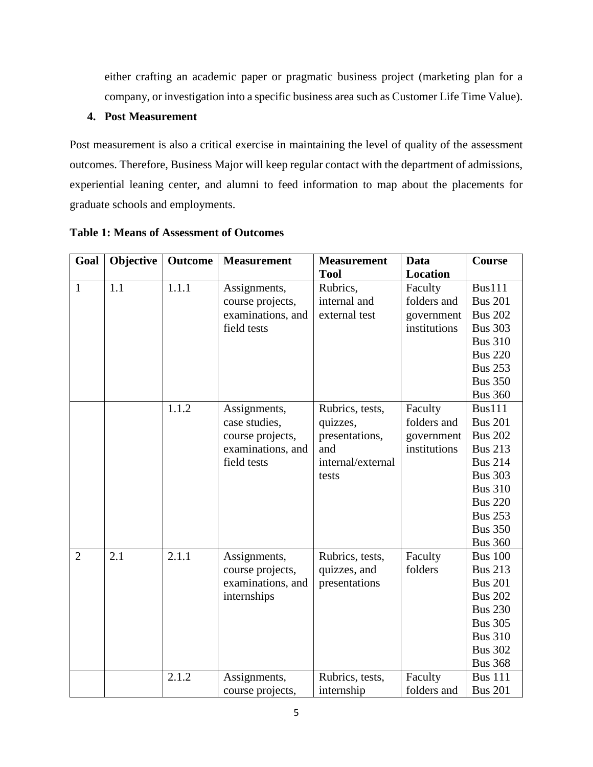either crafting an academic paper or pragmatic business project (marketing plan for a company, or investigation into a specific business area such as Customer Life Time Value).

**4. Post Measurement**

Post measurement is also a critical exercise in maintaining the level of quality of the assessment outcomes. Therefore, Business Major will keep regular contact with the department of admissions, experiential leaning center, and alumni to feed information to map about the placements for graduate schools and employments.

**Table 1: Means of Assessment of Outcomes**

| Goal | Objective | Outcome | Measurement | Measurement Tool | Data Location | Course |
|---|---|---|---|---|---|---|
| 1 | 1.1 | 1.1.1 | Assignments, course projects, examinations, and field tests | Rubrics, internal and external test | Faculty folders and government institutions | Bus111<br>Bus 201<br>Bus 202<br>Bus 303<br>Bus 310<br>Bus 220<br>Bus 253<br>Bus 350<br>Bus 360 |
| | | 1.1.2 | Assignments, case studies, course projects, examinations, and field tests | Rubrics, tests, quizzes, presentations, and internal/external tests | Faculty folders and government institutions | Bus111<br>Bus 201<br>Bus 202<br>Bus 213<br>Bus 214<br>Bus 303<br>Bus 310<br>Bus 220<br>Bus 253<br>Bus 350<br>Bus 360 |
| 2 | 2.1 | 2.1.1 | Assignments, course projects, examinations, and internships | Rubrics, tests, quizzes, and presentations | Faculty folders | Bus 100<br>Bus 213<br>Bus 201<br>Bus 202<br>Bus 230<br>Bus 305<br>Bus 310<br>Bus 302<br>Bus 368 |
| | | 2.1.2 | Assignments, course projects, | Rubrics, tests, internship | Faculty folders and | Bus 111<br>Bus 201 |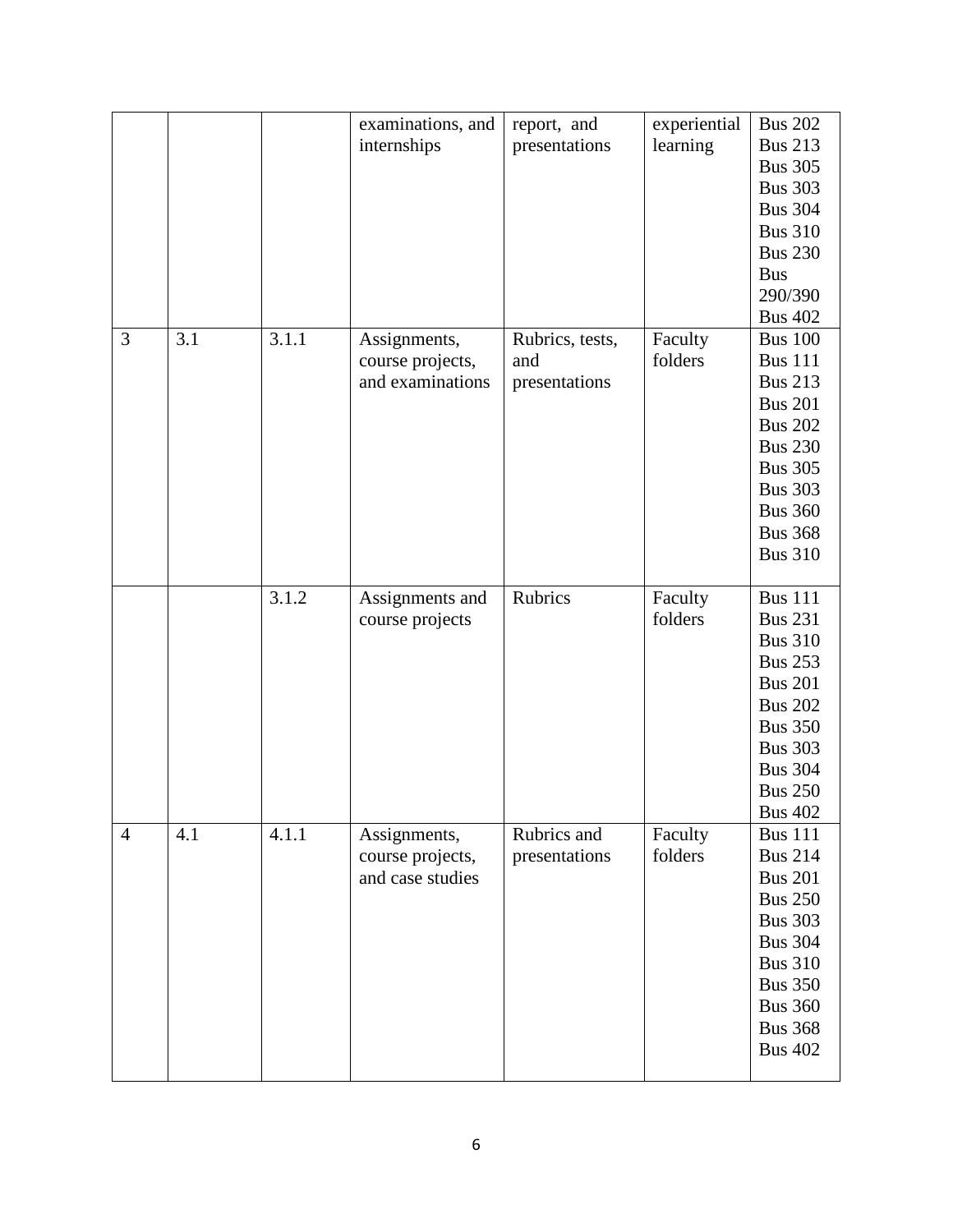| | | | | | | |
|---|---|---|---|---|---|---|
| | | | examinations, and internships | report, and presentations | experiential learning | Bus 202<br>Bus 213<br>Bus 305<br>Bus 303<br>Bus 304<br>Bus 310<br>Bus 230<br>Bus 290/390<br>Bus 402 |
| 3 | 3.1 | 3.1.1 | Assignments, course projects, and examinations | Rubrics, tests, and presentations | Faculty folders | Bus 100<br>Bus 111<br>Bus 213<br>Bus 201<br>Bus 202<br>Bus 230<br>Bus 305<br>Bus 303<br>Bus 360<br>Bus 368<br>Bus 310 |
| | | 3.1.2 | Assignments and course projects | Rubrics | Faculty folders | Bus 111<br>Bus 231<br>Bus 310<br>Bus 253<br>Bus 201<br>Bus 202<br>Bus 350<br>Bus 303<br>Bus 304<br>Bus 250<br>Bus 402 |
| 4 | 4.1 | 4.1.1 | Assignments, course projects, and case studies | Rubrics and presentations | Faculty folders | Bus 111<br>Bus 214<br>Bus 201<br>Bus 250<br>Bus 303<br>Bus 304<br>Bus 310<br>Bus 350<br>Bus 360<br>Bus 368<br>Bus 402 |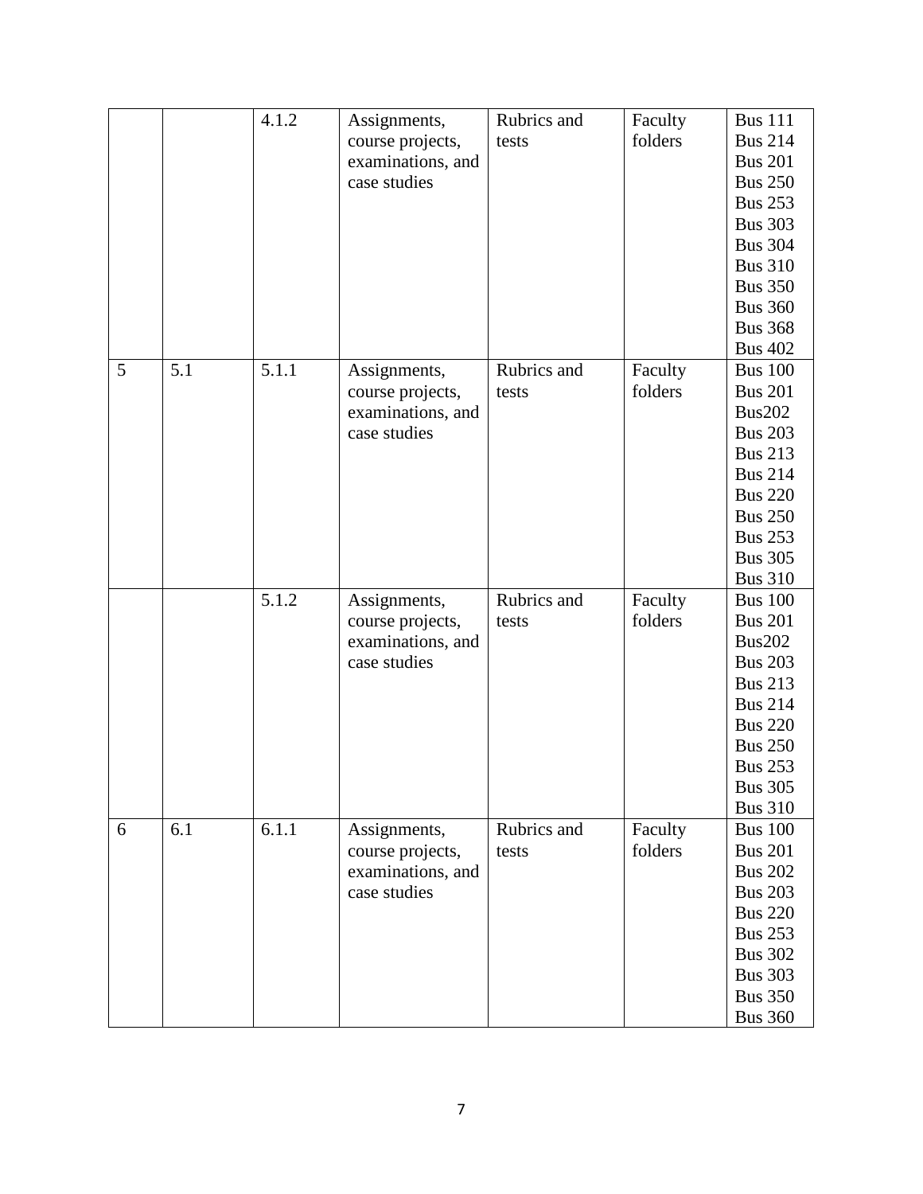| | | | | | | |
|---|---|---|---|---|---|---|
| | | 4.1.2 | Assignments, course projects, examinations, and case studies | Rubrics and tests | Faculty folders | Bus 111<br>Bus 214<br>Bus 201<br>Bus 250<br>Bus 253<br>Bus 303<br>Bus 304<br>Bus 310<br>Bus 350<br>Bus 360<br>Bus 368<br>Bus 402 |
| 5 | 5.1 | 5.1.1 | Assignments, course projects, examinations, and case studies | Rubrics and tests | Faculty folders | Bus 100<br>Bus 201<br>Bus202<br>Bus 203<br>Bus 213<br>Bus 214<br>Bus 220<br>Bus 250<br>Bus 253<br>Bus 305<br>Bus 310 |
| | | 5.1.2 | Assignments, course projects, examinations, and case studies | Rubrics and tests | Faculty folders | Bus 100<br>Bus 201<br>Bus202<br>Bus 203<br>Bus 213<br>Bus 214<br>Bus 220<br>Bus 250<br>Bus 253<br>Bus 305<br>Bus 310 |
| 6 | 6.1 | 6.1.1 | Assignments, course projects, examinations, and case studies | Rubrics and tests | Faculty folders | Bus 100<br>Bus 201<br>Bus 202<br>Bus 203<br>Bus 220<br>Bus 253<br>Bus 302<br>Bus 303<br>Bus 350<br>Bus 360 |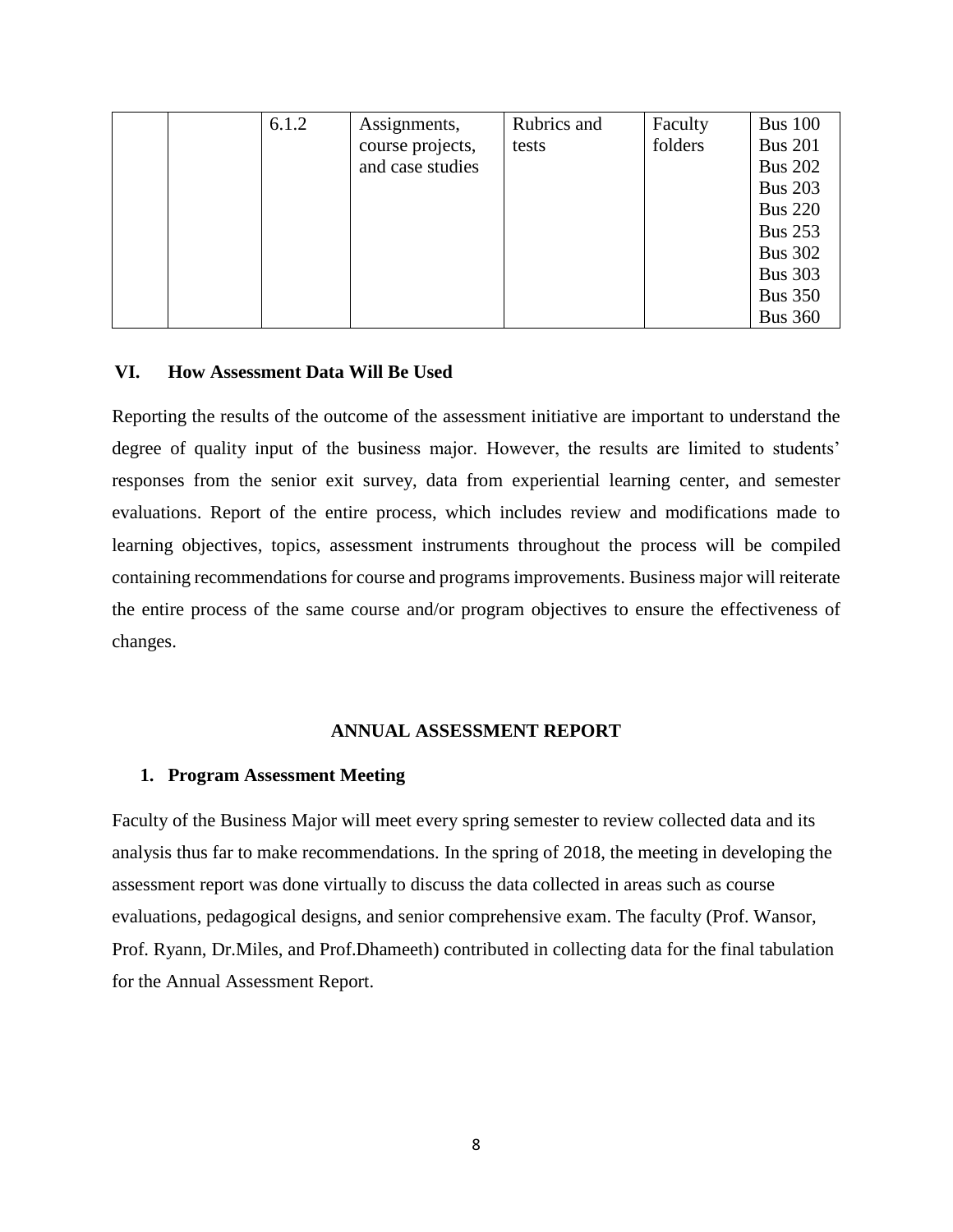| | | | | | | |
|---|---|---|---|---|---|---|
| | | 6.1.2 | Assignments, course projects, and case studies | Rubrics and tests | Faculty folders | Bus 100<br>Bus 201<br>Bus 202<br>Bus 203<br>Bus 220<br>Bus 253<br>Bus 302<br>Bus 303<br>Bus 350<br>Bus 360 |

## VI. How Assessment Data Will Be Used

Reporting the results of the outcome of the assessment initiative are important to understand the degree of quality input of the business major. However, the results are limited to students' responses from the senior exit survey, data from experiential learning center, and semester evaluations. Report of the entire process, which includes review and modifications made to learning objectives, topics, assessment instruments throughout the process will be compiled containing recommendations for course and programs improvements. Business major will reiterate the entire process of the same course and/or program objectives to ensure the effectiveness of changes.

## ANNUAL ASSESSMENT REPORT

### 1. Program Assessment Meeting

Faculty of the Business Major will meet every spring semester to review collected data and its analysis thus far to make recommendations. In the spring of 2018, the meeting in developing the assessment report was done virtually to discuss the data collected in areas such as course evaluations, pedagogical designs, and senior comprehensive exam. The faculty (Prof. Wansor, Prof. Ryann, Dr.Miles, and Prof.Dhameeth) contributed in collecting data for the final tabulation for the Annual Assessment Report.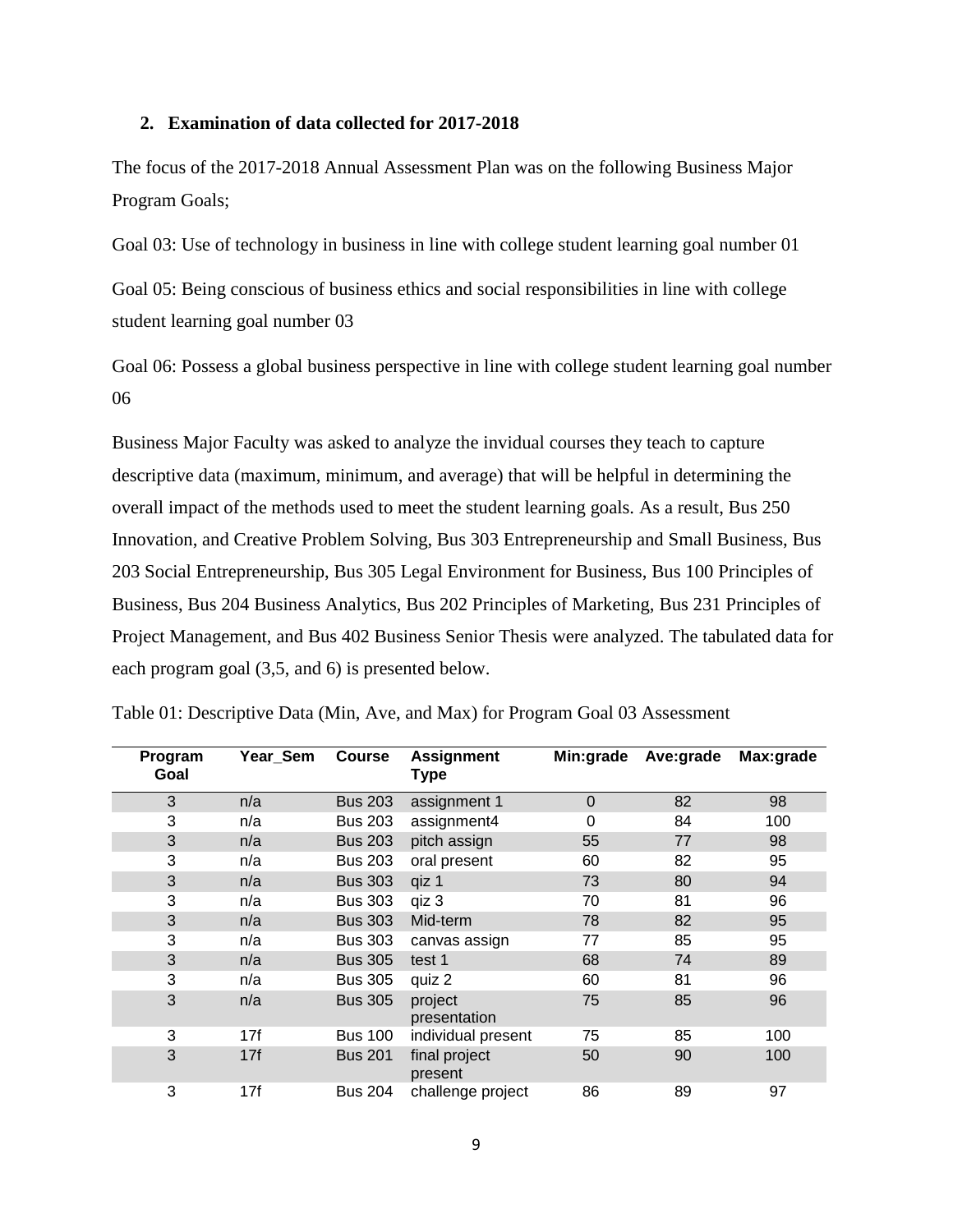### 2. Examination of data collected for 2017-2018

The focus of the 2017-2018 Annual Assessment Plan was on the following Business Major Program Goals;

Goal 03: Use of technology in business in line with college student learning goal number 01

Goal 05: Being conscious of business ethics and social responsibilities in line with college student learning goal number 03

Goal 06: Possess a global business perspective in line with college student learning goal number 06

Business Major Faculty was asked to analyze the invidual courses they teach to capture descriptive data (maximum, minimum, and average) that will be helpful in determining the overall impact of the methods used to meet the student learning goals. As a result, Bus 250 Innovation, and Creative Problem Solving, Bus 303 Entrepreneurship and Small Business, Bus 203 Social Entrepreneurship, Bus 305 Legal Environment for Business, Bus 100 Principles of Business, Bus 204 Business Analytics, Bus 202 Principles of Marketing, Bus 231 Principles of Project Management, and Bus 402 Business Senior Thesis were analyzed. The tabulated data for each program goal (3,5, and 6) is presented below.

Table 01: Descriptive Data (Min, Ave, and Max) for Program Goal 03 Assessment

| Program Goal | Year_Sem | Course | Assignment Type | Min:grade | Ave:grade | Max:grade |
|---|---|---|---|---|---|---|
| 3 | n/a | Bus 203 | assignment 1 | 0 | 82 | 98 |
| 3 | n/a | Bus 203 | assignment4 | 0 | 84 | 100 |
| 3 | n/a | Bus 203 | pitch assign | 55 | 77 | 98 |
| 3 | n/a | Bus 203 | oral present | 60 | 82 | 95 |
| 3 | n/a | Bus 303 | qiz 1 | 73 | 80 | 94 |
| 3 | n/a | Bus 303 | qiz 3 | 70 | 81 | 96 |
| 3 | n/a | Bus 303 | Mid-term | 78 | 82 | 95 |
| 3 | n/a | Bus 303 | canvas assign | 77 | 85 | 95 |
| 3 | n/a | Bus 305 | test 1 | 68 | 74 | 89 |
| 3 | n/a | Bus 305 | quiz 2 | 60 | 81 | 96 |
| 3 | n/a | Bus 305 | project presentation | 75 | 85 | 96 |
| 3 | 17f | Bus 100 | individual present | 75 | 85 | 100 |
| 3 | 17f | Bus 201 | final project present | 50 | 90 | 100 |
| 3 | 17f | Bus 204 | challenge project | 86 | 89 | 97 |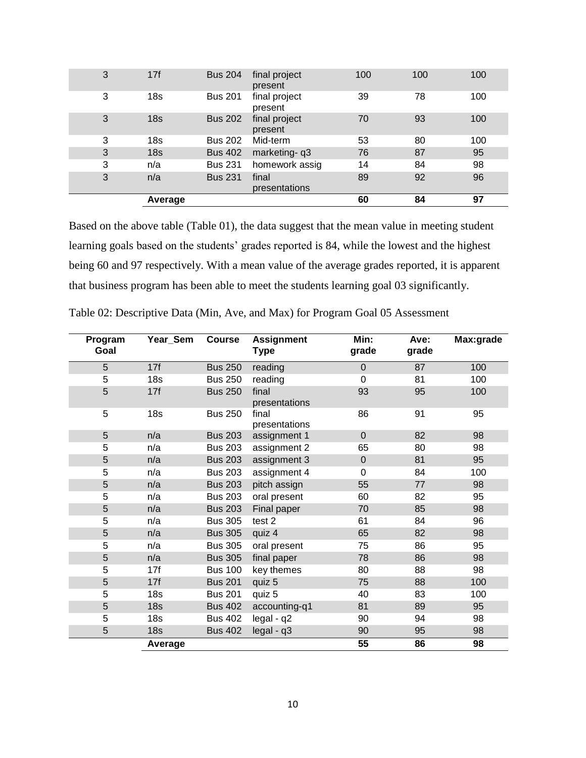| | | | | | | |
|---|---|---|---|---|---|---|
| 3 | 17f | Bus 204 | final project present | 100 | 100 | 100 |
| 3 | 18s | Bus 201 | final project present | 39 | 78 | 100 |
| 3 | 18s | Bus 202 | final project present | 70 | 93 | 100 |
| 3 | 18s | Bus 202 | Mid-term | 53 | 80 | 100 |
| 3 | 18s | Bus 402 | marketing- q3 | 76 | 87 | 95 |
| 3 | n/a | Bus 231 | homework assig | 14 | 84 | 98 |
| 3 | n/a | Bus 231 | final presentations | 89 | 92 | 96 |
| | **Average** | | | **60** | **84** | **97** |

Based on the above table (Table 01), the data suggest that the mean value in meeting student learning goals based on the students' grades reported is 84, while the lowest and the highest being 60 and 97 respectively. With a mean value of the average grades reported, it is apparent that business program has been able to meet the students learning goal 03 significantly.

Table 02: Descriptive Data (Min, Ave, and Max) for Program Goal 05 Assessment

| Program Goal | Year_Sem | Course | Assignment Type | Min: grade | Ave: grade | Max:grade |
|---|---|---|---|---|---|---|
| 5 | 17f | Bus 250 | reading | 0 | 87 | 100 |
| 5 | 18s | Bus 250 | reading | 0 | 81 | 100 |
| 5 | 17f | Bus 250 | final presentations | 93 | 95 | 100 |
| 5 | 18s | Bus 250 | final presentations | 86 | 91 | 95 |
| 5 | n/a | Bus 203 | assignment 1 | 0 | 82 | 98 |
| 5 | n/a | Bus 203 | assignment 2 | 65 | 80 | 98 |
| 5 | n/a | Bus 203 | assignment 3 | 0 | 81 | 95 |
| 5 | n/a | Bus 203 | assignment 4 | 0 | 84 | 100 |
| 5 | n/a | Bus 203 | pitch assign | 55 | 77 | 98 |
| 5 | n/a | Bus 203 | oral present | 60 | 82 | 95 |
| 5 | n/a | Bus 203 | Final paper | 70 | 85 | 98 |
| 5 | n/a | Bus 305 | test 2 | 61 | 84 | 96 |
| 5 | n/a | Bus 305 | quiz 4 | 65 | 82 | 98 |
| 5 | n/a | Bus 305 | oral present | 75 | 86 | 95 |
| 5 | n/a | Bus 305 | final paper | 78 | 86 | 98 |
| 5 | 17f | Bus 100 | key themes | 80 | 88 | 98 |
| 5 | 17f | Bus 201 | quiz 5 | 75 | 88 | 100 |
| 5 | 18s | Bus 201 | quiz 5 | 40 | 83 | 100 |
| 5 | 18s | Bus 402 | accounting-q1 | 81 | 89 | 95 |
| 5 | 18s | Bus 402 | legal - q2 | 90 | 94 | 98 |
| 5 | 18s | Bus 402 | legal - q3 | 90 | 95 | 98 |
| | **Average** | | | **55** | **86** | **98** |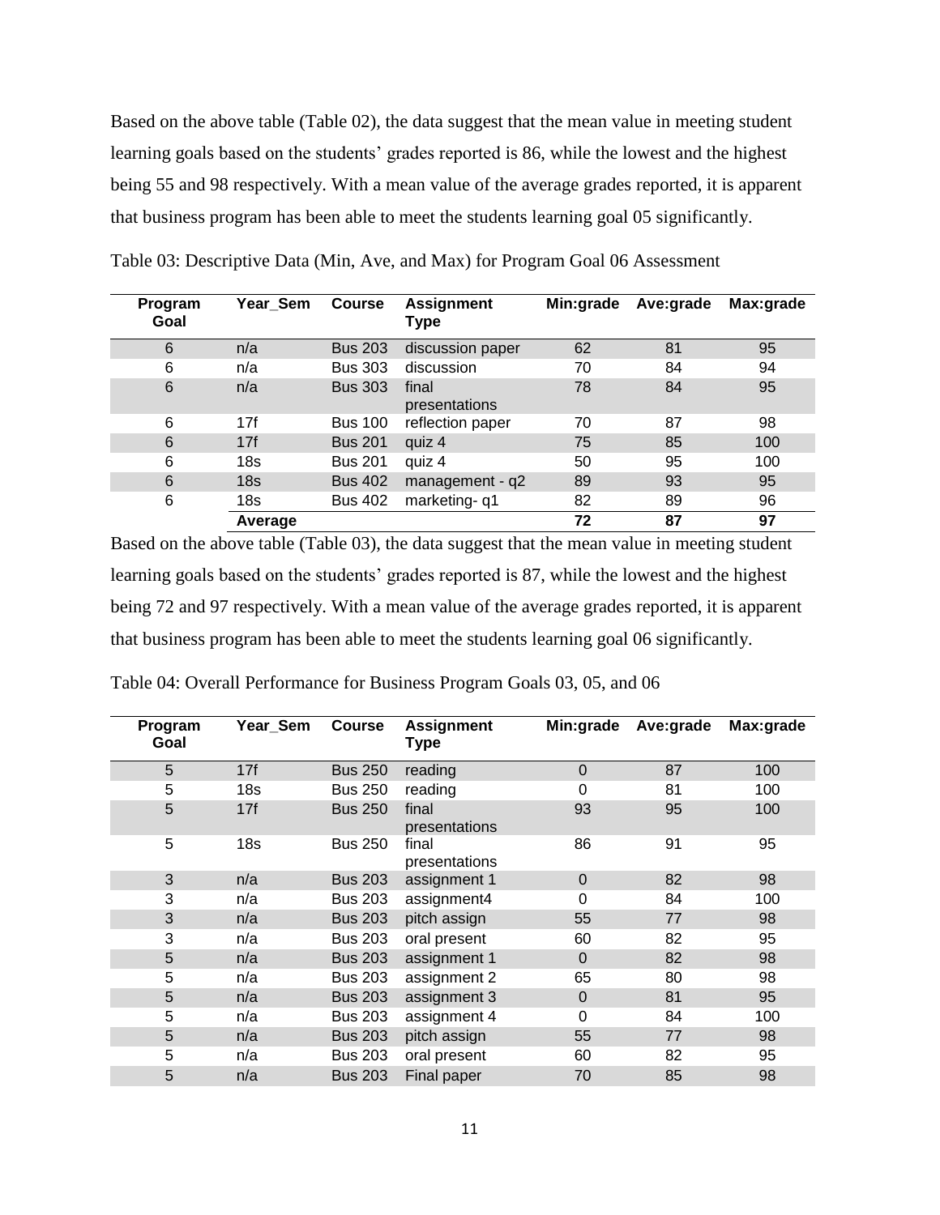Based on the above table (Table 02), the data suggest that the mean value in meeting student learning goals based on the students' grades reported is 86, while the lowest and the highest being 55 and 98 respectively. With a mean value of the average grades reported, it is apparent that business program has been able to meet the students learning goal 05 significantly.

Table 03: Descriptive Data (Min, Ave, and Max) for Program Goal 06 Assessment

| Program Goal | Year_Sem | Course | Assignment Type | Min:grade | Ave:grade | Max:grade |
|---|---|---|---|---|---|---|
| 6 | n/a | Bus 203 | discussion paper | 62 | 81 | 95 |
| 6 | n/a | Bus 303 | discussion | 70 | 84 | 94 |
| 6 | n/a | Bus 303 | final presentations | 78 | 84 | 95 |
| 6 | 17f | Bus 100 | reflection paper | 70 | 87 | 98 |
| 6 | 17f | Bus 201 | quiz 4 | 75 | 85 | 100 |
| 6 | 18s | Bus 201 | quiz 4 | 50 | 95 | 100 |
| 6 | 18s | Bus 402 | management - q2 | 89 | 93 | 95 |
| 6 | 18s | Bus 402 | marketing- q1 | 82 | 89 | 96 |
| | **Average** | | | **72** | **87** | **97** |

Based on the above table (Table 03), the data suggest that the mean value in meeting student learning goals based on the students' grades reported is 87, while the lowest and the highest being 72 and 97 respectively. With a mean value of the average grades reported, it is apparent that business program has been able to meet the students learning goal 06 significantly.

Table 04: Overall Performance for Business Program Goals 03, 05, and 06

| Program Goal | Year_Sem | Course | Assignment Type | Min:grade | Ave:grade | Max:grade |
|---|---|---|---|---|---|---|
| 5 | 17f | Bus 250 | reading | 0 | 87 | 100 |
| 5 | 18s | Bus 250 | reading | 0 | 81 | 100 |
| 5 | 17f | Bus 250 | final presentations | 93 | 95 | 100 |
| 5 | 18s | Bus 250 | final presentations | 86 | 91 | 95 |
| 3 | n/a | Bus 203 | assignment 1 | 0 | 82 | 98 |
| 3 | n/a | Bus 203 | assignment4 | 0 | 84 | 100 |
| 3 | n/a | Bus 203 | pitch assign | 55 | 77 | 98 |
| 3 | n/a | Bus 203 | oral present | 60 | 82 | 95 |
| 5 | n/a | Bus 203 | assignment 1 | 0 | 82 | 98 |
| 5 | n/a | Bus 203 | assignment 2 | 65 | 80 | 98 |
| 5 | n/a | Bus 203 | assignment 3 | 0 | 81 | 95 |
| 5 | n/a | Bus 203 | assignment 4 | 0 | 84 | 100 |
| 5 | n/a | Bus 203 | pitch assign | 55 | 77 | 98 |
| 5 | n/a | Bus 203 | oral present | 60 | 82 | 95 |
| 5 | n/a | Bus 203 | Final paper | 70 | 85 | 98 |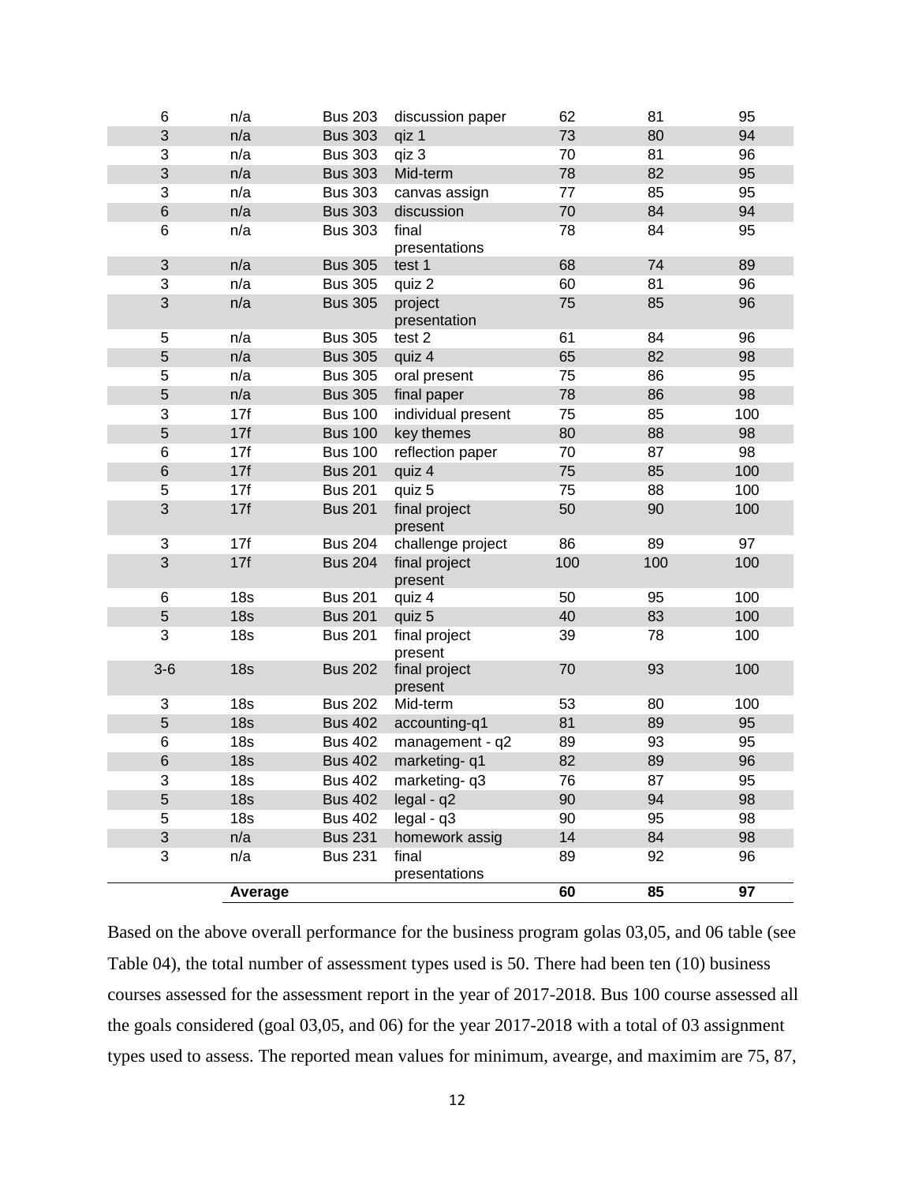| | | | | | | |
|---|---|---|---|---|---|---|
| 6 | n/a | Bus 203 | discussion paper | 62 | 81 | 95 |
| 3 | n/a | Bus 303 | qiz 1 | 73 | 80 | 94 |
| 3 | n/a | Bus 303 | qiz 3 | 70 | 81 | 96 |
| 3 | n/a | Bus 303 | Mid-term | 78 | 82 | 95 |
| 3 | n/a | Bus 303 | canvas assign | 77 | 85 | 95 |
| 6 | n/a | Bus 303 | discussion | 70 | 84 | 94 |
| 6 | n/a | Bus 303 | final presentations | 78 | 84 | 95 |
| 3 | n/a | Bus 305 | test 1 | 68 | 74 | 89 |
| 3 | n/a | Bus 305 | quiz 2 | 60 | 81 | 96 |
| 3 | n/a | Bus 305 | project presentation | 75 | 85 | 96 |
| 5 | n/a | Bus 305 | test 2 | 61 | 84 | 96 |
| 5 | n/a | Bus 305 | quiz 4 | 65 | 82 | 98 |
| 5 | n/a | Bus 305 | oral present | 75 | 86 | 95 |
| 5 | n/a | Bus 305 | final paper | 78 | 86 | 98 |
| 3 | 17f | Bus 100 | individual present | 75 | 85 | 100 |
| 5 | 17f | Bus 100 | key themes | 80 | 88 | 98 |
| 6 | 17f | Bus 100 | reflection paper | 70 | 87 | 98 |
| 6 | 17f | Bus 201 | quiz 4 | 75 | 85 | 100 |
| 5 | 17f | Bus 201 | quiz 5 | 75 | 88 | 100 |
| 3 | 17f | Bus 201 | final project present | 50 | 90 | 100 |
| 3 | 17f | Bus 204 | challenge project | 86 | 89 | 97 |
| 3 | 17f | Bus 204 | final project present | 100 | 100 | 100 |
| 6 | 18s | Bus 201 | quiz 4 | 50 | 95 | 100 |
| 5 | 18s | Bus 201 | quiz 5 | 40 | 83 | 100 |
| 3 | 18s | Bus 201 | final project present | 39 | 78 | 100 |
| 3-6 | 18s | Bus 202 | final project present | 70 | 93 | 100 |
| 3 | 18s | Bus 202 | Mid-term | 53 | 80 | 100 |
| 5 | 18s | Bus 402 | accounting-q1 | 81 | 89 | 95 |
| 6 | 18s | Bus 402 | management - q2 | 89 | 93 | 95 |
| 6 | 18s | Bus 402 | marketing- q1 | 82 | 89 | 96 |
| 3 | 18s | Bus 402 | marketing- q3 | 76 | 87 | 95 |
| 5 | 18s | Bus 402 | legal - q2 | 90 | 94 | 98 |
| 5 | 18s | Bus 402 | legal - q3 | 90 | 95 | 98 |
| 3 | n/a | Bus 231 | homework assig | 14 | 84 | 98 |
| 3 | n/a | Bus 231 | final presentations | 89 | 92 | 96 |
| | **Average** | | | **60** | **85** | **97** |

Based on the above overall performance for the business program golas 03,05, and 06 table (see Table 04), the total number of assessment types used is 50. There had been ten (10) business courses assessed for the assessment report in the year of 2017-2018. Bus 100 course assessed all the goals considered (goal 03,05, and 06) for the year 2017-2018 with a total of 03 assignment types used to assess. The reported mean values for minimum, avearge, and maximim are 75, 87,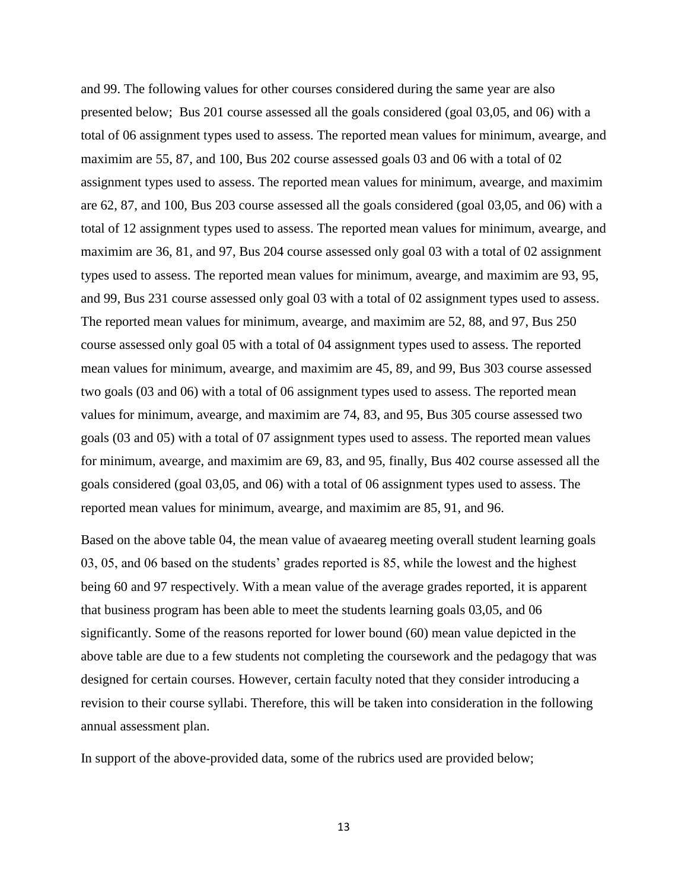and 99. The following values for other courses considered during the same year are also presented below; Bus 201 course assessed all the goals considered (goal 03,05, and 06) with a total of 06 assignment types used to assess. The reported mean values for minimum, avearge, and maximim are 55, 87, and 100, Bus 202 course assessed goals 03 and 06 with a total of 02 assignment types used to assess. The reported mean values for minimum, avearge, and maximim are 62, 87, and 100, Bus 203 course assessed all the goals considered (goal 03,05, and 06) with a total of 12 assignment types used to assess. The reported mean values for minimum, avearge, and maximim are 36, 81, and 97, Bus 204 course assessed only goal 03 with a total of 02 assignment types used to assess. The reported mean values for minimum, avearge, and maximim are 93, 95, and 99, Bus 231 course assessed only goal 03 with a total of 02 assignment types used to assess. The reported mean values for minimum, avearge, and maximim are 52, 88, and 97, Bus 250 course assessed only goal 05 with a total of 04 assignment types used to assess. The reported mean values for minimum, avearge, and maximim are 45, 89, and 99, Bus 303 course assessed two goals (03 and 06) with a total of 06 assignment types used to assess. The reported mean values for minimum, avearge, and maximim are 74, 83, and 95, Bus 305 course assessed two goals (03 and 05) with a total of 07 assignment types used to assess. The reported mean values for minimum, avearge, and maximim are 69, 83, and 95, finally, Bus 402 course assessed all the goals considered (goal 03,05, and 06) with a total of 06 assignment types used to assess. The reported mean values for minimum, avearge, and maximim are 85, 91, and 96.

Based on the above table 04, the mean value of avaeareg meeting overall student learning goals 03, 05, and 06 based on the students' grades reported is 85, while the lowest and the highest being 60 and 97 respectively. With a mean value of the average grades reported, it is apparent that business program has been able to meet the students learning goals 03,05, and 06 significantly. Some of the reasons reported for lower bound (60) mean value depicted in the above table are due to a few students not completing the coursework and the pedagogy that was designed for certain courses. However, certain faculty noted that they consider introducing a revision to their course syllabi. Therefore, this will be taken into consideration in the following annual assessment plan.

In support of the above-provided data, some of the rubrics used are provided below;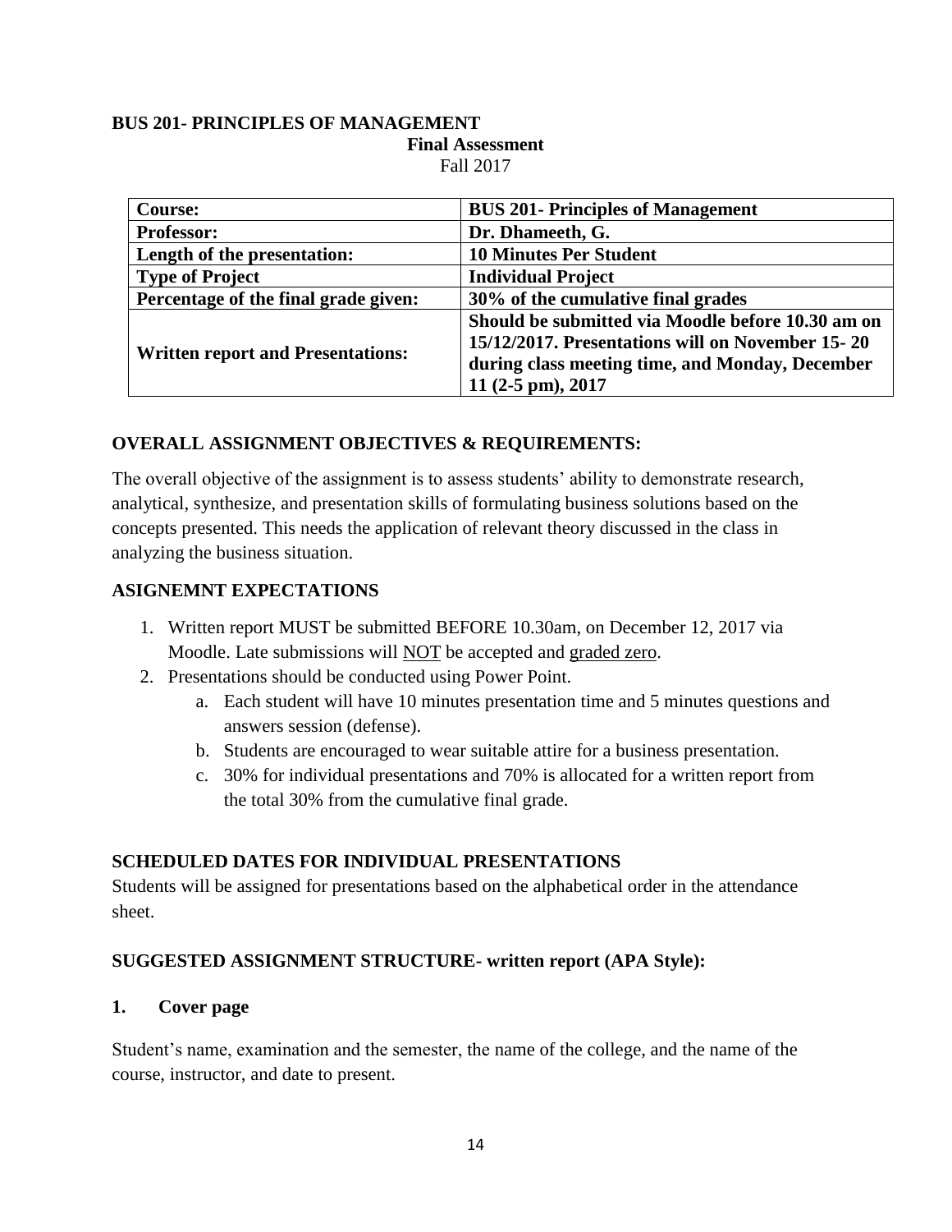**BUS 201- PRINCIPLES OF MANAGEMENT**

**Final Assessment**

Fall 2017

| **Course:** | **BUS 201- Principles of Management** |
|---|---|
| **Professor:** | **Dr. Dhameeth, G.** |
| **Length of the presentation:** | **10 Minutes Per Student** |
| **Type of Project** | **Individual Project** |
| **Percentage of the final grade given:** | **30% of the cumulative final grades** |
| **Written report and Presentations:** | **Should be submitted via Moodle before 10.30 am on 15/12/2017. Presentations will on November 15- 20 during class meeting time, and Monday, December 11 (2-5 pm), 2017** |

### OVERALL ASSIGNMENT OBJECTIVES & REQUIREMENTS:

The overall objective of the assignment is to assess students' ability to demonstrate research, analytical, synthesize, and presentation skills of formulating business solutions based on the concepts presented. This needs the application of relevant theory discussed in the class in analyzing the business situation.

### ASIGNEMNT EXPECTATIONS

1. Written report MUST be submitted BEFORE 10.30am, on December 12, 2017 via Moodle. Late submissions will NOT be accepted and graded zero.
2. Presentations should be conducted using Power Point.
   a. Each student will have 10 minutes presentation time and 5 minutes questions and answers session (defense).
   b. Students are encouraged to wear suitable attire for a business presentation.
   c. 30% for individual presentations and 70% is allocated for a written report from the total 30% from the cumulative final grade.

### SCHEDULED DATES FOR INDIVIDUAL PRESENTATIONS

Students will be assigned for presentations based on the alphabetical order in the attendance sheet.

### SUGGESTED ASSIGNMENT STRUCTURE- written report (APA Style):

**1. Cover page**

Student's name, examination and the semester, the name of the college, and the name of the course, instructor, and date to present.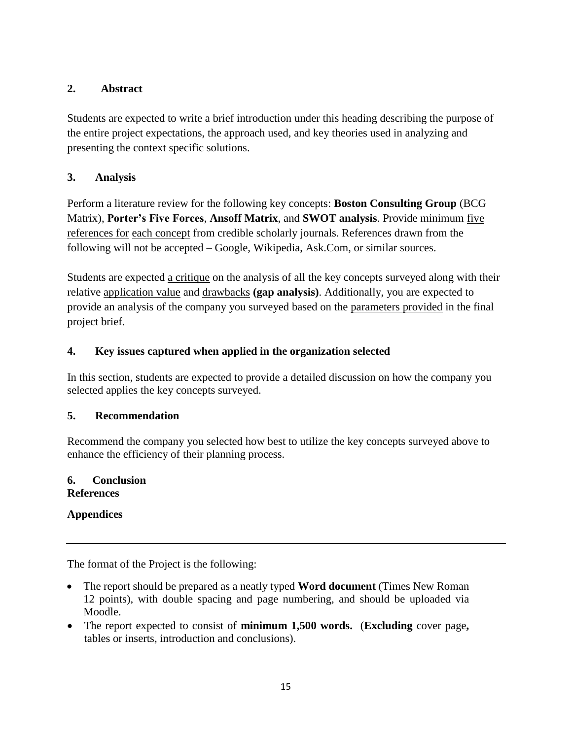## 2. Abstract

Students are expected to write a brief introduction under this heading describing the purpose of the entire project expectations, the approach used, and key theories used in analyzing and presenting the context specific solutions.

## 3. Analysis

Perform a literature review for the following key concepts: **Boston Consulting Group** (BCG Matrix), **Porter's Five Forces**, **Ansoff Matrix**, and **SWOT analysis**. Provide minimum five references for each concept from credible scholarly journals. References drawn from the following will not be accepted – Google, Wikipedia, Ask.Com, or similar sources.

Students are expected a critique on the analysis of all the key concepts surveyed along with their relative application value and drawbacks **(gap analysis)**. Additionally, you are expected to provide an analysis of the company you surveyed based on the parameters provided in the final project brief.

## 4. Key issues captured when applied in the organization selected

In this section, students are expected to provide a detailed discussion on how the company you selected applies the key concepts surveyed.

## 5. Recommendation

Recommend the company you selected how best to utilize the key concepts surveyed above to enhance the efficiency of their planning process.

## 6. Conclusion

**References**

**Appendices**

---

The format of the Project is the following:

- The report should be prepared as a neatly typed **Word document** (Times New Roman 12 points), with double spacing and page numbering, and should be uploaded via Moodle.
- The report expected to consist of **minimum 1,500 words.** (**Excluding** cover page**,** tables or inserts, introduction and conclusions).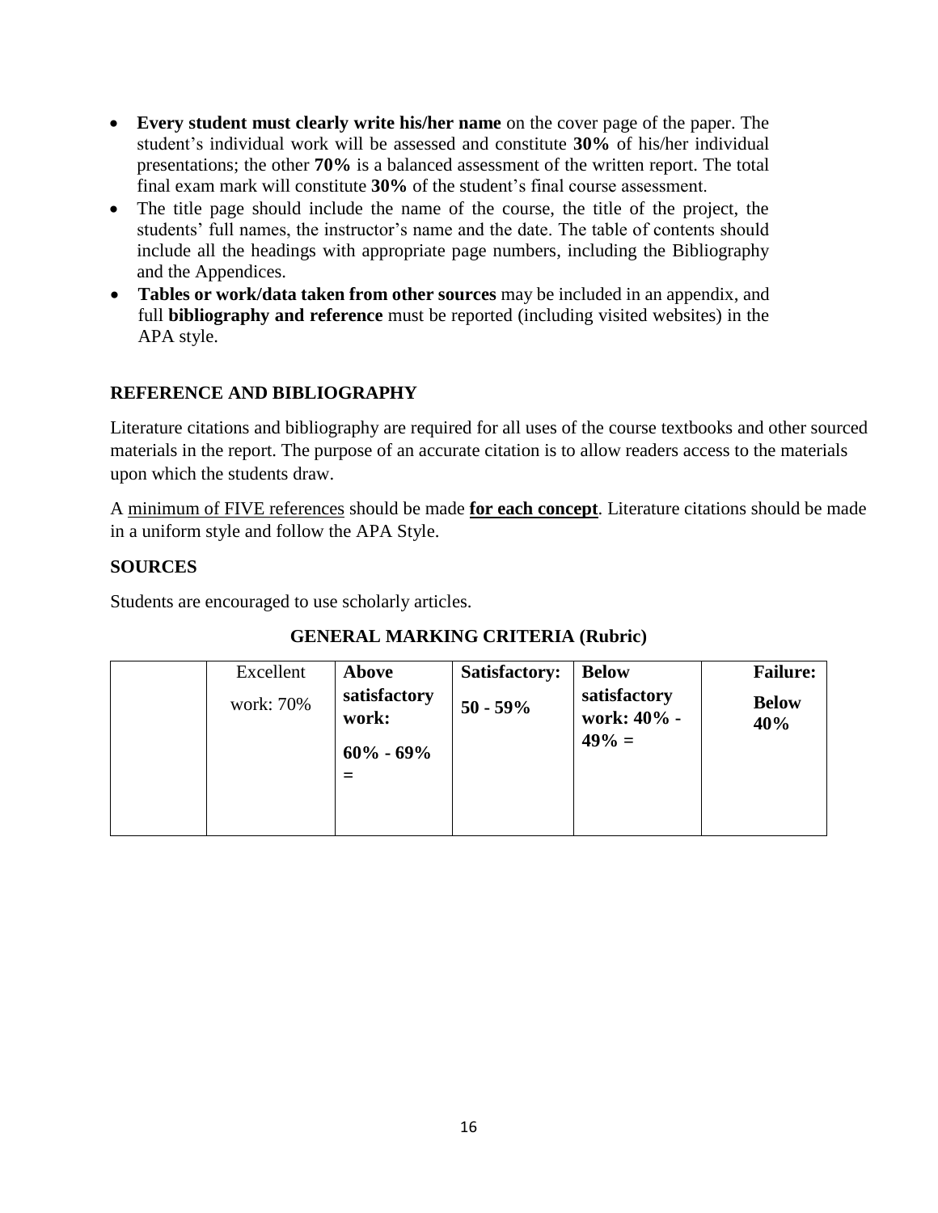- **Every student must clearly write his/her name** on the cover page of the paper. The student's individual work will be assessed and constitute **30%** of his/her individual presentations; the other **70%** is a balanced assessment of the written report. The total final exam mark will constitute **30%** of the student's final course assessment.
- The title page should include the name of the course, the title of the project, the students' full names, the instructor's name and the date. The table of contents should include all the headings with appropriate page numbers, including the Bibliography and the Appendices.
- **Tables or work/data taken from other sources** may be included in an appendix, and full **bibliography and reference** must be reported (including visited websites) in the APA style.

### REFERENCE AND BIBLIOGRAPHY

Literature citations and bibliography are required for all uses of the course textbooks and other sourced materials in the report. The purpose of an accurate citation is to allow readers access to the materials upon which the students draw.

A <u>minimum of FIVE references</u> should be made <u>**for each concept**</u>. Literature citations should be made in a uniform style and follow the APA Style.

### SOURCES

Students are encouraged to use scholarly articles.

**GENERAL MARKING CRITERIA (Rubric)**

| | Excellent work: 70% | **Above satisfactory work: 60% - 69% =** | **Satisfactory: 50 - 59%** | **Below satisfactory work: 40% - 49% =** | **Failure: Below 40%** |
|---|---|---|---|---|---|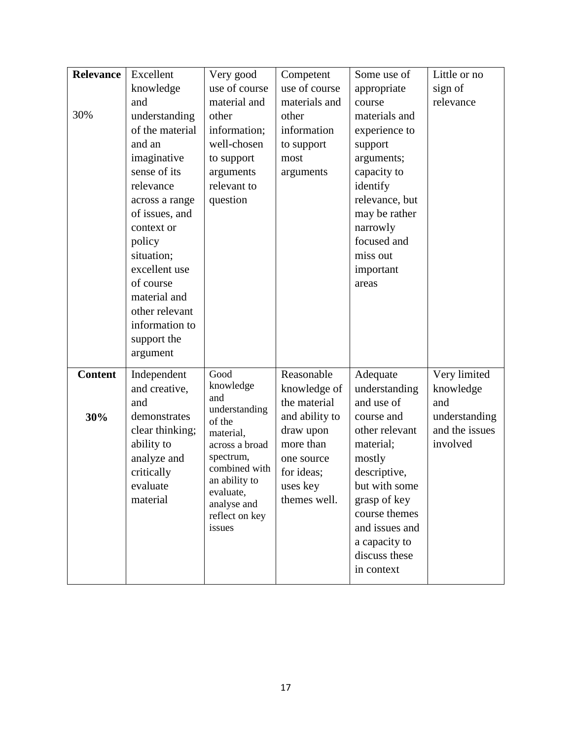| **Relevance** 30% | Excellent knowledge and understanding of the material and an imaginative sense of its relevance across a range of issues, and context or policy situation; excellent use of course material and other relevant information to support the argument | Very good use of course material and other information; well-chosen to support arguments relevant to question | Competent use of course materials and other information to support most arguments | Some use of appropriate course materials and experience to support arguments; capacity to identify relevance, but may be rather narrowly focused and miss out important areas | Little or no sign of relevance |
|---|---|---|---|---|---|
| **Content** **30%** | Independent and creative, and demonstrates clear thinking; ability to analyze and critically evaluate material | Good knowledge and understanding of the material, across a broad spectrum, combined with an ability to evaluate, analyse and reflect on key issues | Reasonable knowledge of the material and ability to draw upon more than one source for ideas; uses key themes well. | Adequate understanding and use of course and other relevant material; mostly descriptive, but with some grasp of key course themes and issues and a capacity to discuss these in context | Very limited knowledge and understanding and the issues involved |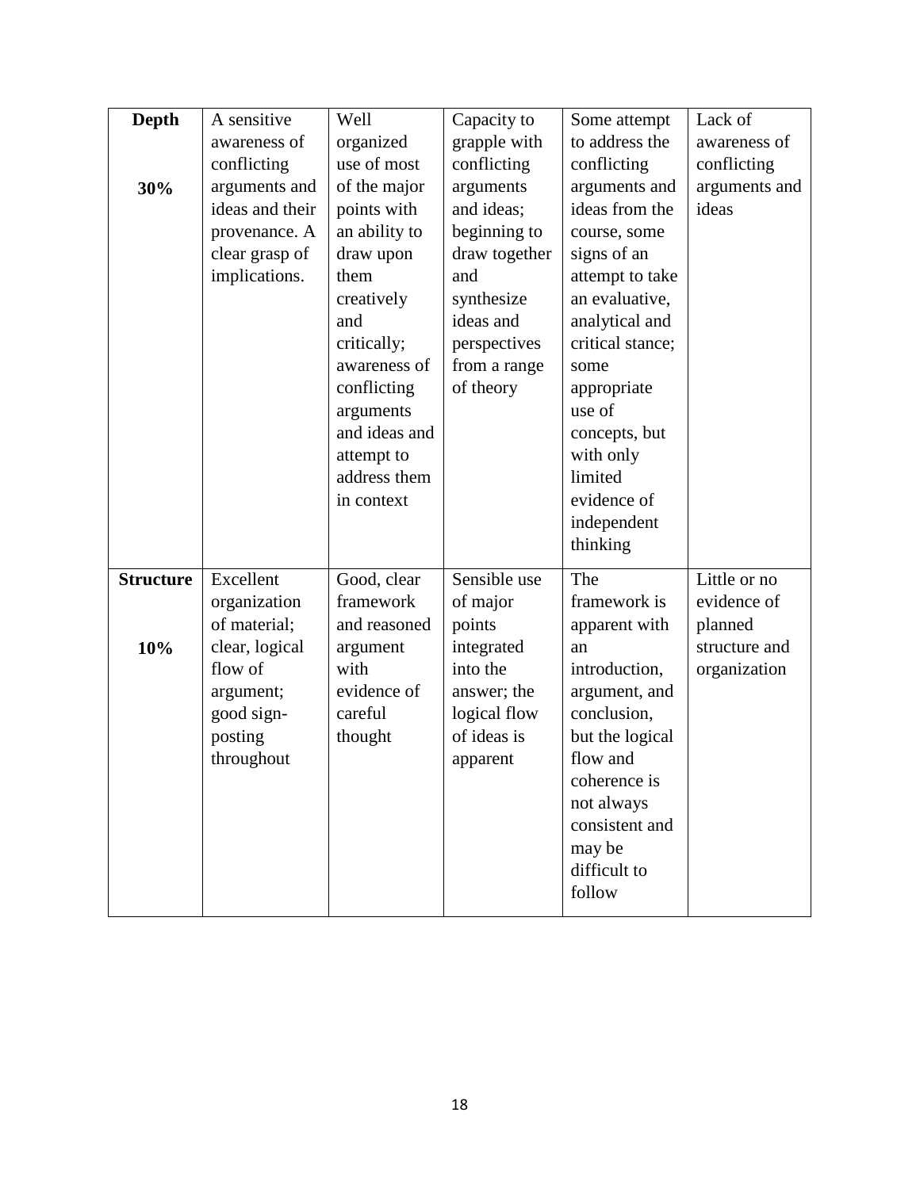| **Depth**<br><br>**30%** | A sensitive awareness of conflicting arguments and ideas and their provenance. A clear grasp of implications. | Well organized use of most of the major points with an ability to draw upon them creatively and critically; awareness of conflicting arguments and ideas and attempt to address them in context | Capacity to grapple with conflicting arguments and ideas; beginning to draw together and synthesize ideas and perspectives from a range of theory | Some attempt to address the conflicting arguments and ideas from the course, some signs of an attempt to take an evaluative, analytical and critical stance; some appropriate use of concepts, but with only limited evidence of independent thinking | Lack of awareness of conflicting arguments and ideas |
|---|---|---|---|---|---|
| **Structure**<br><br>**10%** | Excellent organization of material; clear, logical flow of argument; good sign-posting throughout | Good, clear framework and reasoned argument with evidence of careful thought | Sensible use of major points integrated into the answer; the logical flow of ideas is apparent | The framework is apparent with an introduction, argument, and conclusion, but the logical flow and coherence is not always consistent and may be difficult to follow | Little or no evidence of planned structure and organization |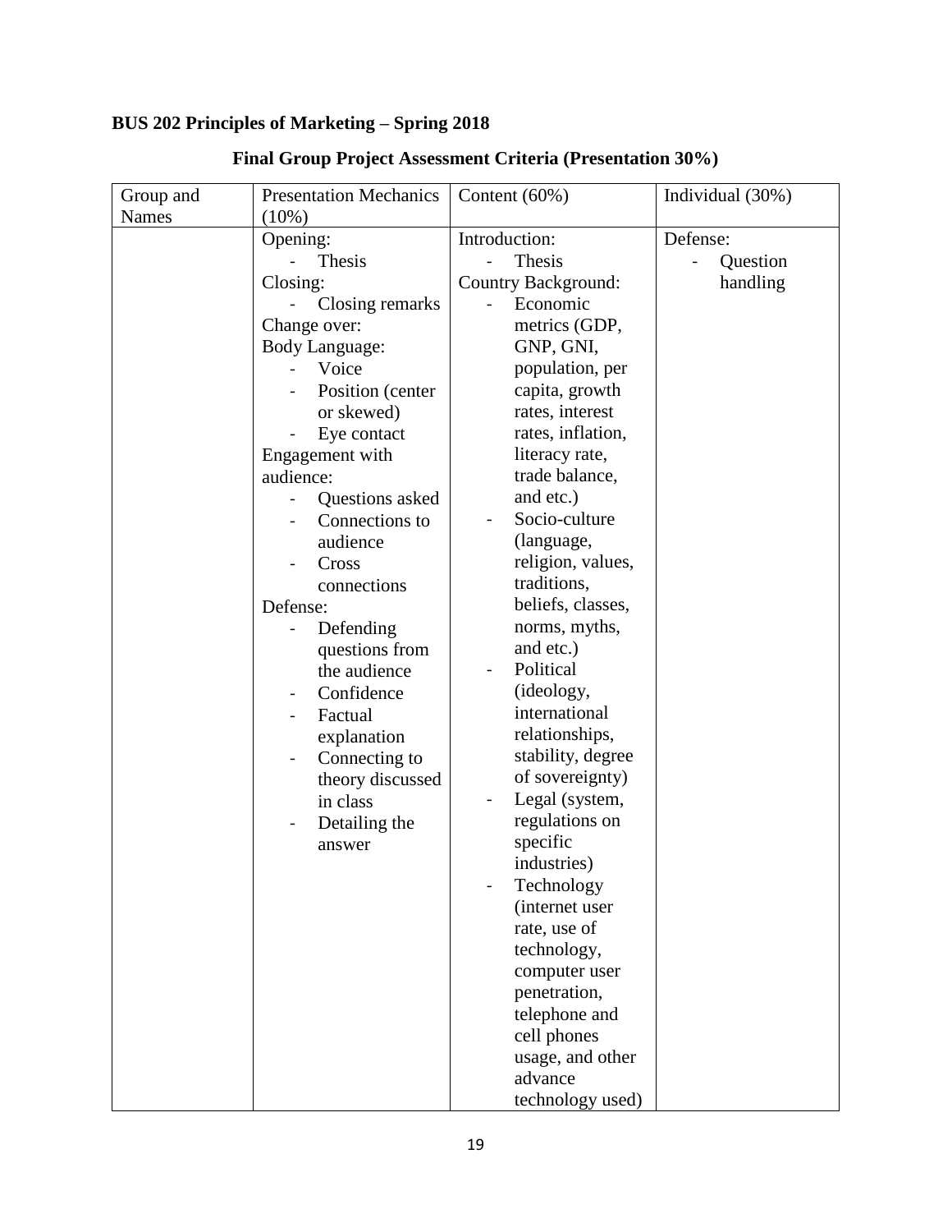**BUS 202 Principles of Marketing – Spring 2018**

## Final Group Project Assessment Criteria (Presentation 30%)

| Group and Names | Presentation Mechanics (10%) | Content (60%) | Individual (30%) |
|---|---|---|---|
| | Opening:<br>- Thesis<br>Closing:<br>- Closing remarks<br>Change over:<br>Body Language:<br>- Voice<br>- Position (center or skewed)<br>- Eye contact<br>Engagement with audience:<br>- Questions asked<br>- Connections to audience<br>- Cross connections<br>Defense:<br>- Defending questions from the audience<br>- Confidence<br>- Factual explanation<br>- Connecting to theory discussed in class<br>- Detailing the answer | Introduction:<br>- Thesis<br>Country Background:<br>- Economic metrics (GDP, GNP, GNI, population, per capita, growth rates, interest rates, inflation, literacy rate, trade balance, and etc.)<br>- Socio-culture (language, religion, values, traditions, beliefs, classes, norms, myths, and etc.)<br>- Political (ideology, international relationships, stability, degree of sovereignty)<br>- Legal (system, regulations on specific industries)<br>- Technology (internet user rate, use of technology, computer user penetration, telephone and cell phones usage, and other advance technology used) | Defense:<br>- Question handling |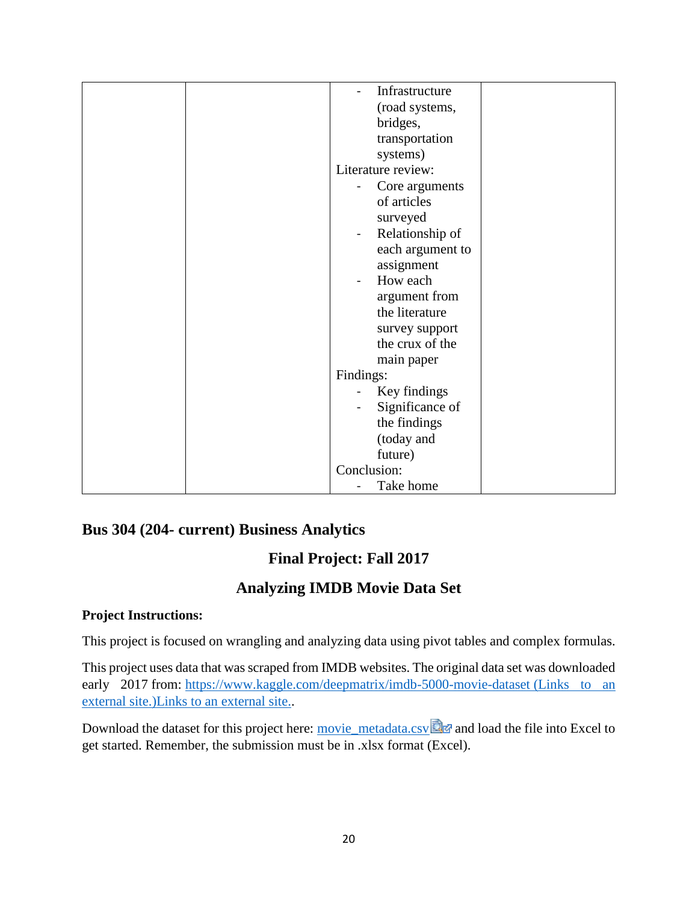|  |  | - Infrastructure (road systems, bridges, transportation systems)<br>Literature review:<br>- Core arguments of articles surveyed<br>- Relationship of each argument to assignment<br>- How each argument from the literature survey support the crux of the main paper<br>Findings:<br>- Key findings<br>- Significance of the findings (today and future)<br>Conclusion:<br>- Take home |  |
|---|---|---|---|

## Bus 304 (204- current) Business Analytics

## Final Project: Fall 2017

## Analyzing IMDB Movie Data Set

**Project Instructions:**

This project is focused on wrangling and analyzing data using pivot tables and complex formulas.

This project uses data that was scraped from IMDB websites. The original data set was downloaded early 2017 from: https://www.kaggle.com/deepmatrix/imdb-5000-movie-dataset (Links to an external site.)Links to an external site..

Download the dataset for this project here: movie_metadata.csv and load the file into Excel to get started. Remember, the submission must be in .xlsx format (Excel).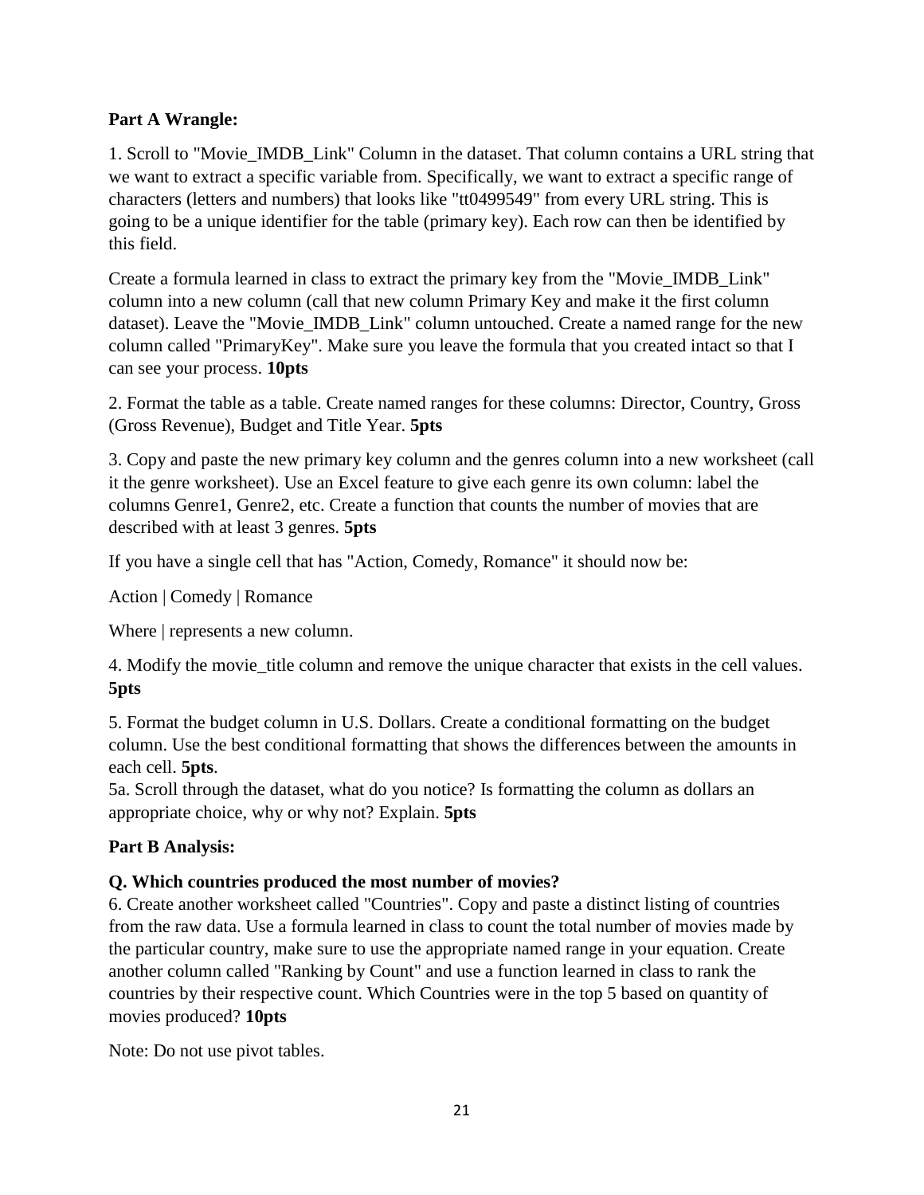**Part A Wrangle:**

1. Scroll to "Movie_IMDB_Link" Column in the dataset. That column contains a URL string that we want to extract a specific variable from. Specifically, we want to extract a specific range of characters (letters and numbers) that looks like "tt0499549" from every URL string. This is going to be a unique identifier for the table (primary key). Each row can then be identified by this field.

Create a formula learned in class to extract the primary key from the "Movie_IMDB_Link" column into a new column (call that new column Primary Key and make it the first column dataset). Leave the "Movie_IMDB_Link" column untouched. Create a named range for the new column called "PrimaryKey". Make sure you leave the formula that you created intact so that I can see your process. **10pts**

2. Format the table as a table. Create named ranges for these columns: Director, Country, Gross (Gross Revenue), Budget and Title Year. **5pts**

3. Copy and paste the new primary key column and the genres column into a new worksheet (call it the genre worksheet). Use an Excel feature to give each genre its own column: label the columns Genre1, Genre2, etc. Create a function that counts the number of movies that are described with at least 3 genres. **5pts**

If you have a single cell that has "Action, Comedy, Romance" it should now be:

Action | Comedy | Romance

Where | represents a new column.

4. Modify the movie_title column and remove the unique character that exists in the cell values. **5pts**

5. Format the budget column in U.S. Dollars. Create a conditional formatting on the budget column. Use the best conditional formatting that shows the differences between the amounts in each cell. **5pts**.

5a. Scroll through the dataset, what do you notice? Is formatting the column as dollars an appropriate choice, why or why not? Explain. **5pts**

**Part B Analysis:**

**Q. Which countries produced the most number of movies?**

6. Create another worksheet called "Countries". Copy and paste a distinct listing of countries from the raw data. Use a formula learned in class to count the total number of movies made by the particular country, make sure to use the appropriate named range in your equation. Create another column called "Ranking by Count" and use a function learned in class to rank the countries by their respective count. Which Countries were in the top 5 based on quantity of movies produced? **10pts**

Note: Do not use pivot tables.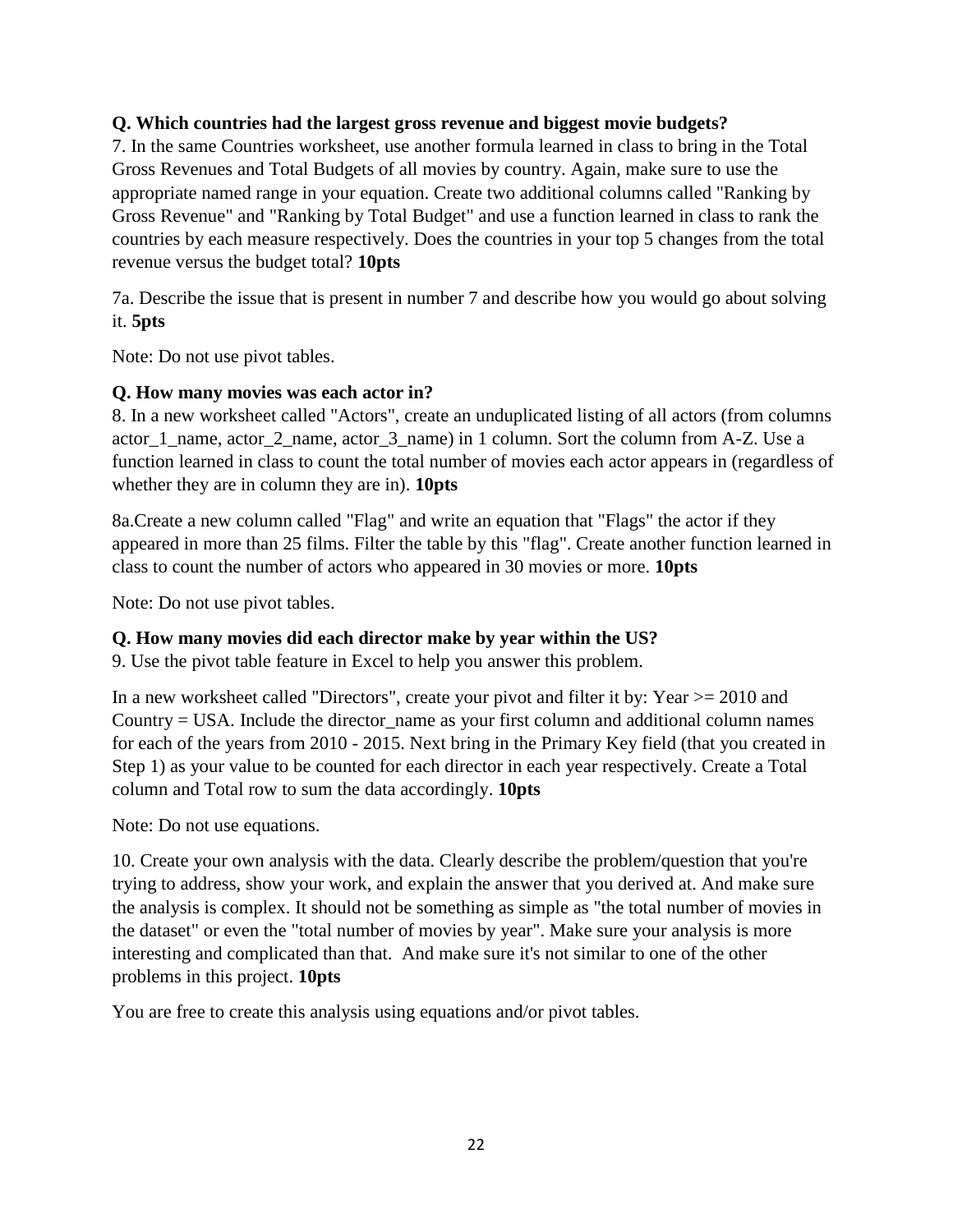**Q. Which countries had the largest gross revenue and biggest movie budgets?**

7. In the same Countries worksheet, use another formula learned in class to bring in the Total Gross Revenues and Total Budgets of all movies by country. Again, make sure to use the appropriate named range in your equation. Create two additional columns called "Ranking by Gross Revenue" and "Ranking by Total Budget" and use a function learned in class to rank the countries by each measure respectively. Does the countries in your top 5 changes from the total revenue versus the budget total? **10pts**

7a. Describe the issue that is present in number 7 and describe how you would go about solving it. **5pts**

Note: Do not use pivot tables.

**Q. How many movies was each actor in?**

8. In a new worksheet called "Actors", create an unduplicated listing of all actors (from columns actor_1_name, actor_2_name, actor_3_name) in 1 column. Sort the column from A-Z. Use a function learned in class to count the total number of movies each actor appears in (regardless of whether they are in column they are in). **10pts**

8a.Create a new column called "Flag" and write an equation that "Flags" the actor if they appeared in more than 25 films. Filter the table by this "flag". Create another function learned in class to count the number of actors who appeared in 30 movies or more. **10pts**

Note: Do not use pivot tables.

**Q. How many movies did each director make by year within the US?**

9. Use the pivot table feature in Excel to help you answer this problem.

In a new worksheet called "Directors", create your pivot and filter it by: Year >= 2010 and Country = USA. Include the director_name as your first column and additional column names for each of the years from 2010 - 2015. Next bring in the Primary Key field (that you created in Step 1) as your value to be counted for each director in each year respectively. Create a Total column and Total row to sum the data accordingly. **10pts**

Note: Do not use equations.

10. Create your own analysis with the data. Clearly describe the problem/question that you're trying to address, show your work, and explain the answer that you derived at. And make sure the analysis is complex. It should not be something as simple as "the total number of movies in the dataset" or even the "total number of movies by year". Make sure your analysis is more interesting and complicated than that. And make sure it's not similar to one of the other problems in this project. **10pts**

You are free to create this analysis using equations and/or pivot tables.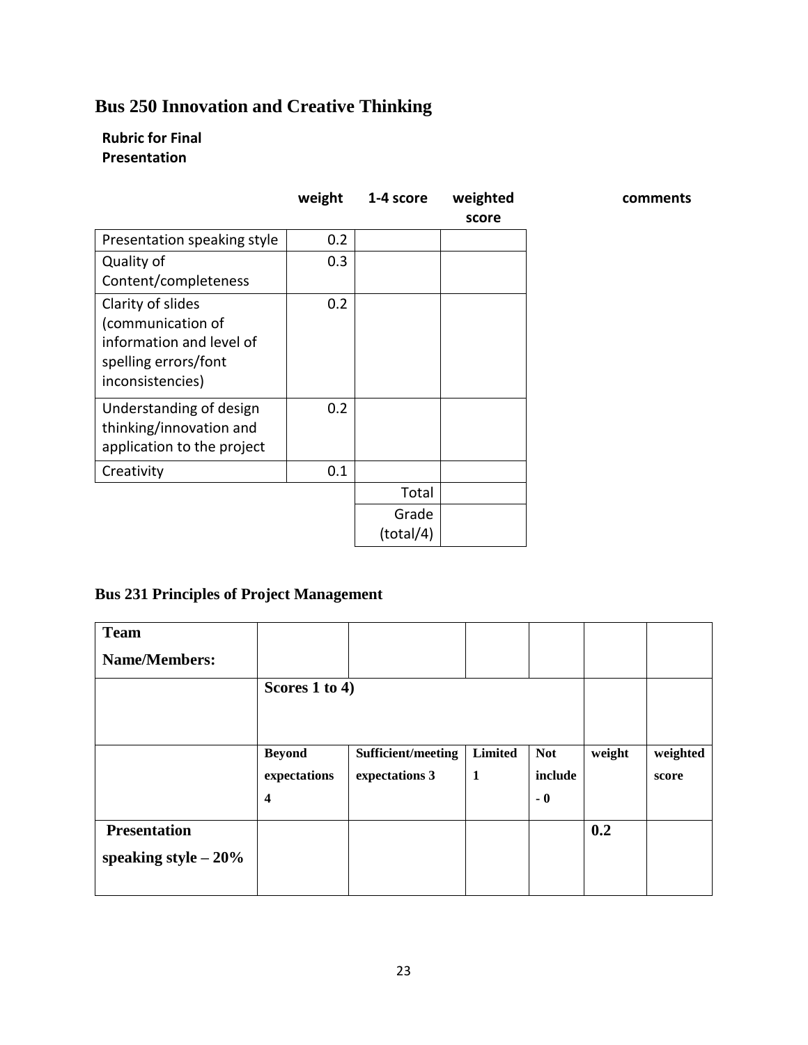## Bus 250 Innovation and Creative Thinking

**Rubric for Final Presentation**

| | weight | 1-4 score | weighted score | comments |
|---|---|---|---|---|
| Presentation speaking style | 0.2 | | | |
| Quality of Content/completeness | 0.3 | | | |
| Clarity of slides (communication of information and level of spelling errors/font inconsistencies) | 0.2 | | | |
| Understanding of design thinking/innovation and application to the project | 0.2 | | | |
| Creativity | 0.1 | | | |
| | | Total | | |
| | | Grade (total/4) | | |

## Bus 231 Principles of Project Management

| **Team Name/Members:** | | | | | | |
|---|---|---|---|---|---|---|
| | **Scores 1 to 4)** | | | | | |
| | **Beyond expectations 4** | **Sufficient/meeting expectations 3** | **Limited 1** | **Not include - 0** | **weight** | **weighted score** |
| **Presentation speaking style – 20%** | | | | | **0.2** | |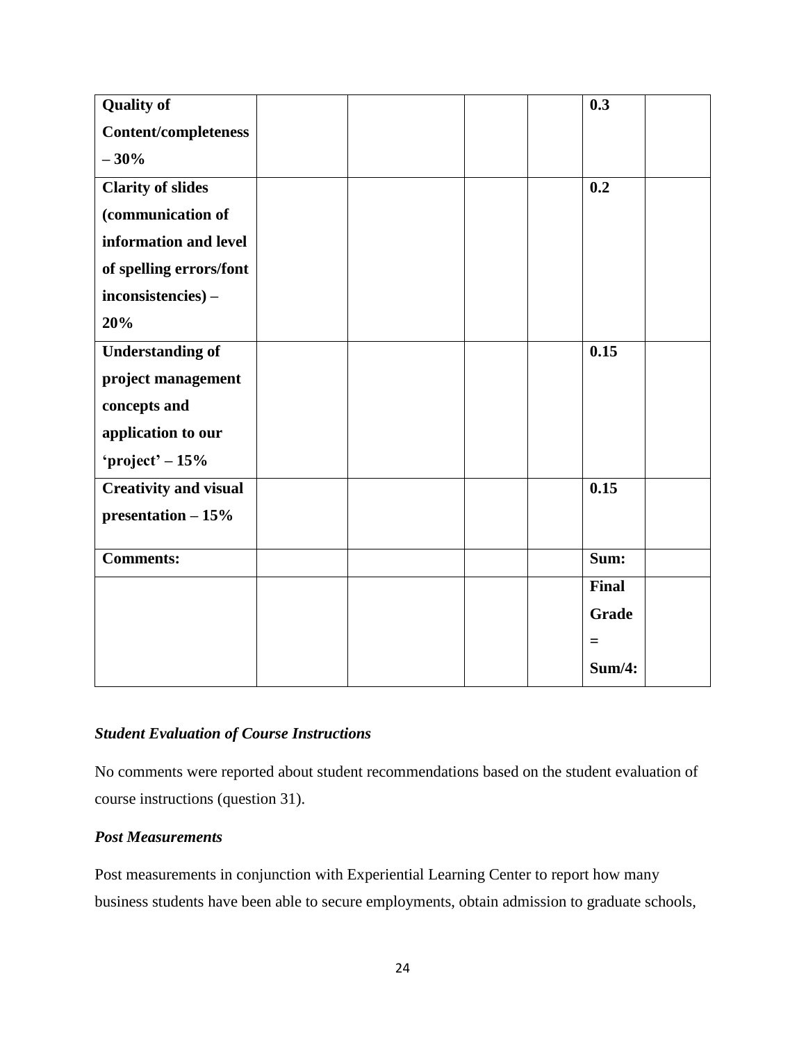| **Quality of Content/completeness – 30%** | | | | | **0.3** | |
|---|---|---|---|---|---|---|
| **Clarity of slides (communication of information and level of spelling errors/font inconsistencies) – 20%** | | | | | **0.2** | |
| **Understanding of project management concepts and application to our 'project' – 15%** | | | | | **0.15** | |
| **Creativity and visual presentation – 15%** | | | | | **0.15** | |
| **Comments:** | | | | | **Sum:** | |
| | | | | | **Final Grade = Sum/4:** | |

### *Student Evaluation of Course Instructions*

No comments were reported about student recommendations based on the student evaluation of course instructions (question 31).

### *Post Measurements*

Post measurements in conjunction with Experiential Learning Center to report how many business students have been able to secure employments, obtain admission to graduate schools,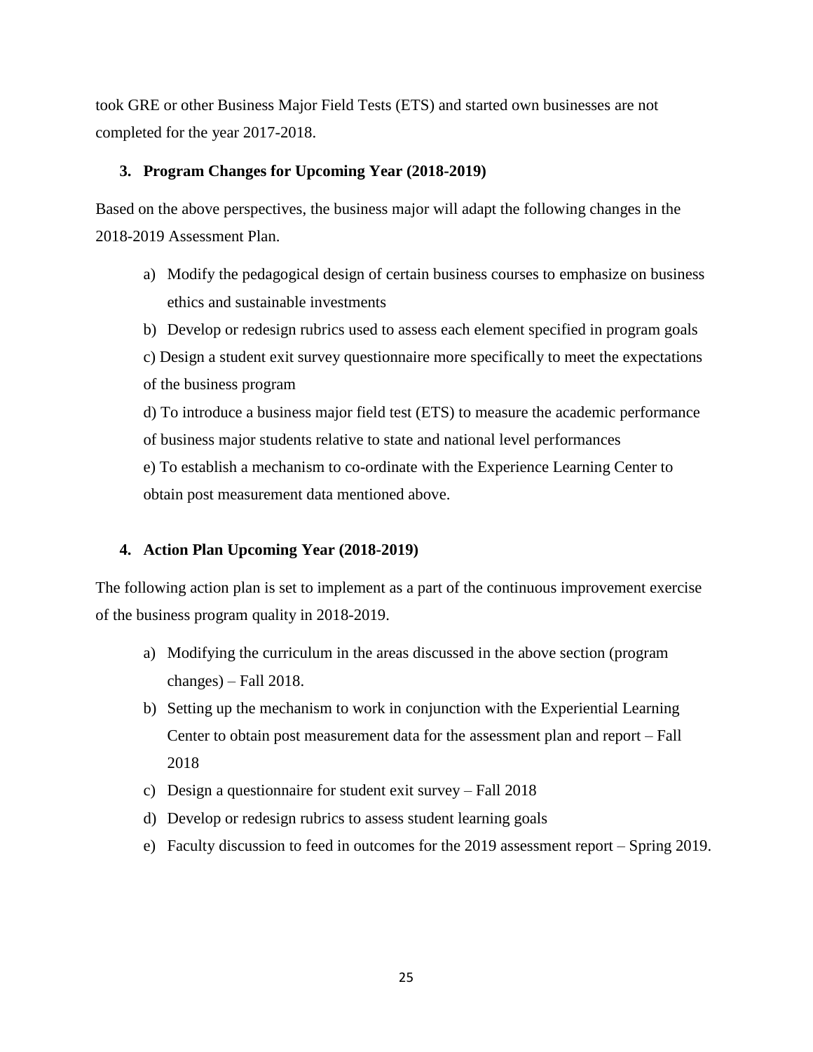took GRE or other Business Major Field Tests (ETS) and started own businesses are not completed for the year 2017-2018.

### 3. Program Changes for Upcoming Year (2018-2019)

Based on the above perspectives, the business major will adapt the following changes in the 2018-2019 Assessment Plan.

a) Modify the pedagogical design of certain business courses to emphasize on business ethics and sustainable investments

b) Develop or redesign rubrics used to assess each element specified in program goals

c) Design a student exit survey questionnaire more specifically to meet the expectations of the business program

d) To introduce a business major field test (ETS) to measure the academic performance of business major students relative to state and national level performances

e) To establish a mechanism to co-ordinate with the Experience Learning Center to obtain post measurement data mentioned above.

### 4. Action Plan Upcoming Year (2018-2019)

The following action plan is set to implement as a part of the continuous improvement exercise of the business program quality in 2018-2019.

a) Modifying the curriculum in the areas discussed in the above section (program changes) – Fall 2018.

b) Setting up the mechanism to work in conjunction with the Experiential Learning Center to obtain post measurement data for the assessment plan and report – Fall 2018

c) Design a questionnaire for student exit survey – Fall 2018

d) Develop or redesign rubrics to assess student learning goals

e) Faculty discussion to feed in outcomes for the 2019 assessment report – Spring 2019.